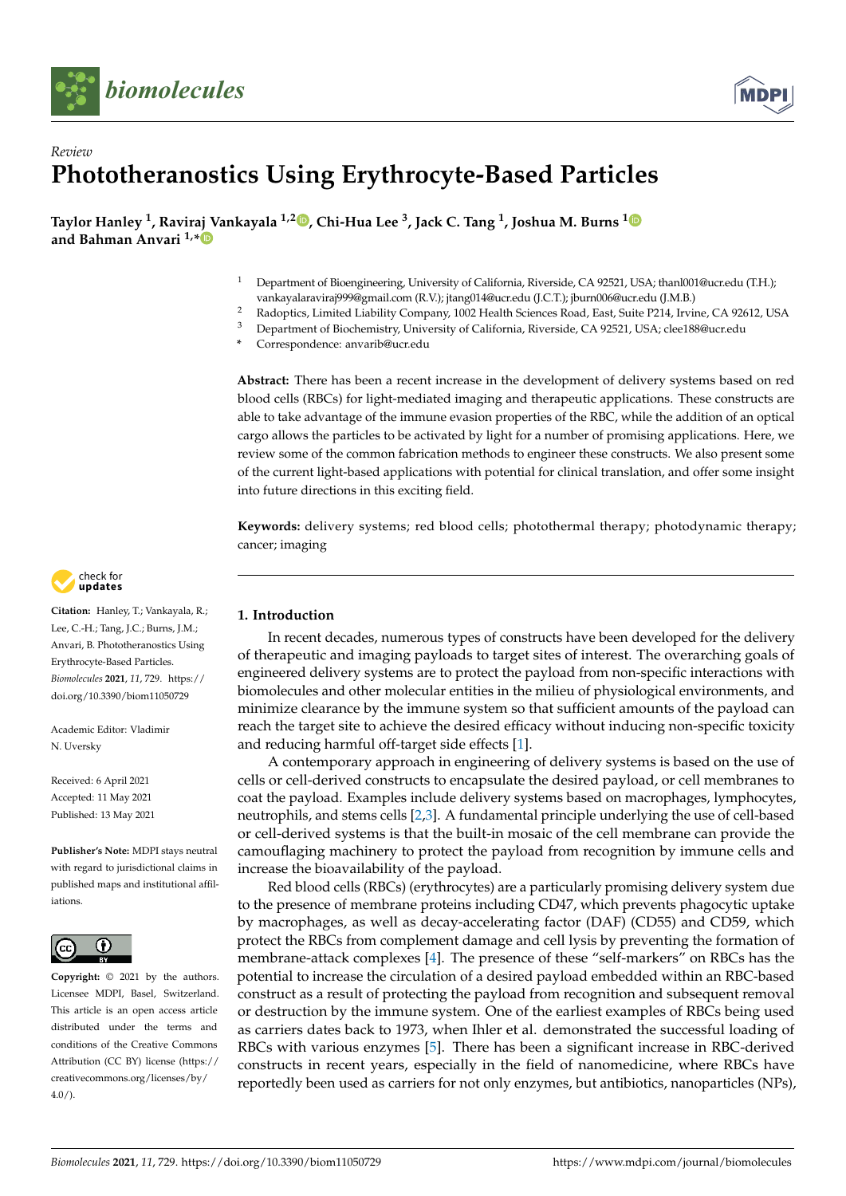*Review*

# Phototheranostics Using Erythrocyte-Based Particles

**Taylor Hanley [1], Raviraj Vankayala [1,2], Chi-Hua Lee [3], Jack C. Tang [1], Joshua M. Burns [1] and Bahman Anvari [1,*]**

[1] Department of Bioengineering, University of California, Riverside, CA 92521, USA; thanl001@ucr.edu (T.H.); vankayalaraviraj999@gmail.com (R.V.); jtang014@ucr.edu (J.C.T.); jburn006@ucr.edu (J.M.B.)

[2] Radoptics, Limited Liability Company, 1002 Health Sciences Road, East, Suite P214, Irvine, CA 92612, USA

[3] Department of Biochemistry, University of California, Riverside, CA 92521, USA; clee188@ucr.edu

\* Correspondence: anvarib@ucr.edu

**Abstract:** There has been a recent increase in the development of delivery systems based on red blood cells (RBCs) for light-mediated imaging and therapeutic applications. These constructs are able to take advantage of the immune evasion properties of the RBC, while the addition of an optical cargo allows the particles to be activated by light for a number of promising applications. Here, we review some of the common fabrication methods to engineer these constructs. We also present some of the current light-based applications with potential for clinical translation, and offer some insight into future directions in this exciting field.

**Keywords:** delivery systems; red blood cells; photothermal therapy; photodynamic therapy; cancer; imaging

**Citation:** Hanley, T.; Vankayala, R.; Lee, C.-H.; Tang, J.C.; Burns, J.M.; Anvari, B. Phototheranostics Using Erythrocyte-Based Particles. *Biomolecules* **2021**, *11*, 729. https://doi.org/10.3390/biom11050729

Academic Editor: Vladimir N. Uversky

Received: 6 April 2021
Accepted: 11 May 2021
Published: 13 May 2021

**Publisher's Note:** MDPI stays neutral with regard to jurisdictional claims in published maps and institutional affiliations.

**Copyright:** © 2021 by the authors. Licensee MDPI, Basel, Switzerland. This article is an open access article distributed under the terms and conditions of the Creative Commons Attribution (CC BY) license (https://creativecommons.org/licenses/by/4.0/).

## 1. Introduction

In recent decades, numerous types of constructs have been developed for the delivery of therapeutic and imaging payloads to target sites of interest. The overarching goals of engineered delivery systems are to protect the payload from non-specific interactions with biomolecules and other molecular entities in the milieu of physiological environments, and minimize clearance by the immune system so that sufficient amounts of the payload can reach the target site to achieve the desired efficacy without inducing non-specific toxicity and reducing harmful off-target side effects [1].

A contemporary approach in engineering of delivery systems is based on the use of cells or cell-derived constructs to encapsulate the desired payload, or cell membranes to coat the payload. Examples include delivery systems based on macrophages, lymphocytes, neutrophils, and stems cells [2,3]. A fundamental principle underlying the use of cell-based or cell-derived systems is that the built-in mosaic of the cell membrane can provide the camouflaging machinery to protect the payload from recognition by immune cells and increase the bioavailability of the payload.

Red blood cells (RBCs) (erythrocytes) are a particularly promising delivery system due to the presence of membrane proteins including CD47, which prevents phagocytic uptake by macrophages, as well as decay-accelerating factor (DAF) (CD55) and CD59, which protect the RBCs from complement damage and cell lysis by preventing the formation of membrane-attack complexes [4]. The presence of these "self-markers" on RBCs has the potential to increase the circulation of a desired payload embedded within an RBC-based construct as a result of protecting the payload from recognition and subsequent removal or destruction by the immune system. One of the earliest examples of RBCs being used as carriers dates back to 1973, when Ihler et al. demonstrated the successful loading of RBCs with various enzymes [5]. There has been a significant increase in RBC-derived constructs in recent years, especially in the field of nanomedicine, where RBCs have reportedly been used as carriers for not only enzymes, but antibiotics, nanoparticles (NPs),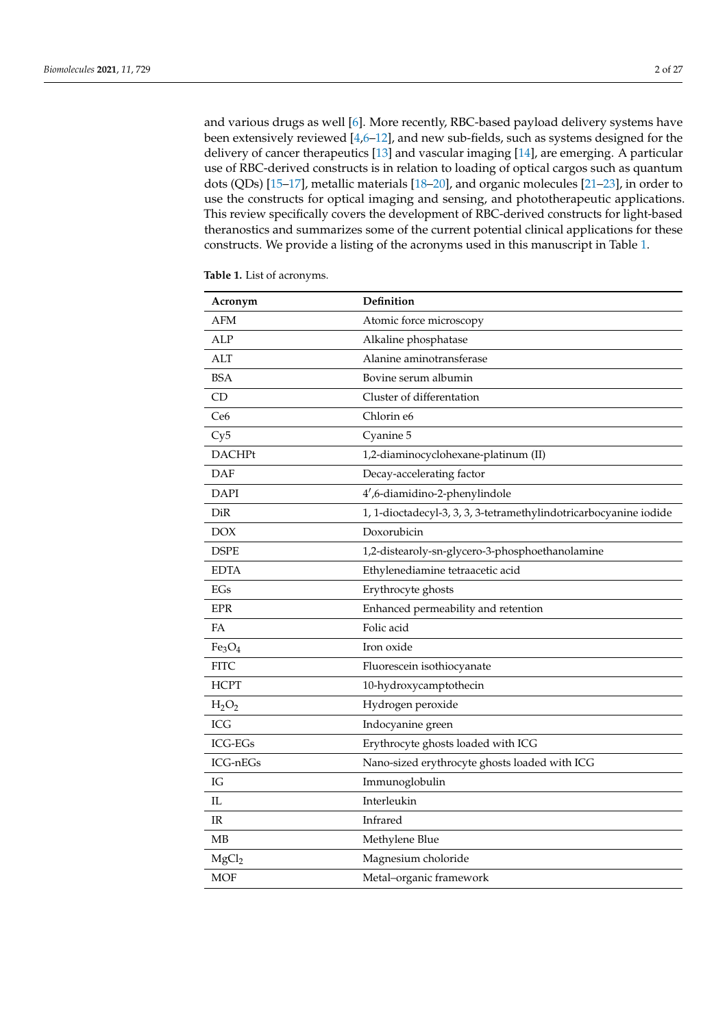and various drugs as well [6]. More recently, RBC-based payload delivery systems have been extensively reviewed [4,6–12], and new sub-fields, such as systems designed for the delivery of cancer therapeutics [13] and vascular imaging [14], are emerging. A particular use of RBC-derived constructs is in relation to loading of optical cargos such as quantum dots (QDs) [15–17], metallic materials [18–20], and organic molecules [21–23], in order to use the constructs for optical imaging and sensing, and phototherapeutic applications. This review specifically covers the development of RBC-derived constructs for light-based theranostics and summarizes some of the current potential clinical applications for these constructs. We provide a listing of the acronyms used in this manuscript in Table 1.

**Table 1.** List of acronyms.

| Acronym | Definition |
|---|---|
| AFM | Atomic force microscopy |
| ALP | Alkaline phosphatase |
| ALT | Alanine aminotransferase |
| BSA | Bovine serum albumin |
| CD | Cluster of differentation |
| Ce6 | Chlorin e6 |
| Cy5 | Cyanine 5 |
| DACHPt | 1,2-diaminocyclohexane-platinum (II) |
| DAF | Decay-accelerating factor |
| DAPI | 4′,6-diamidino-2-phenylindole |
| DiR | 1, 1-dioctadecyl-3, 3, 3, 3-tetramethylindotricarbocyanine iodide |
| DOX | Doxorubicin |
| DSPE | 1,2-distearoly-sn-glycero-3-phosphoethanolamine |
| EDTA | Ethylenediamine tetraacetic acid |
| EGs | Erythrocyte ghosts |
| EPR | Enhanced permeability and retention |
| FA | Folic acid |
| $Fe_3O_4$ | Iron oxide |
| FITC | Fluorescein isothiocyanate |
| HCPT | 10-hydroxycamptothecin |
| $H_2O_2$ | Hydrogen peroxide |
| ICG | Indocyanine green |
| ICG-EGs | Erythrocyte ghosts loaded with ICG |
| ICG-nEGs | Nano-sized erythrocyte ghosts loaded with ICG |
| IG | Immunoglobulin |
| IL | Interleukin |
| IR | Infrared |
| MB | Methylene Blue |
| $MgCl_2$ | Magnesium choloride |
| MOF | Metal–organic framework |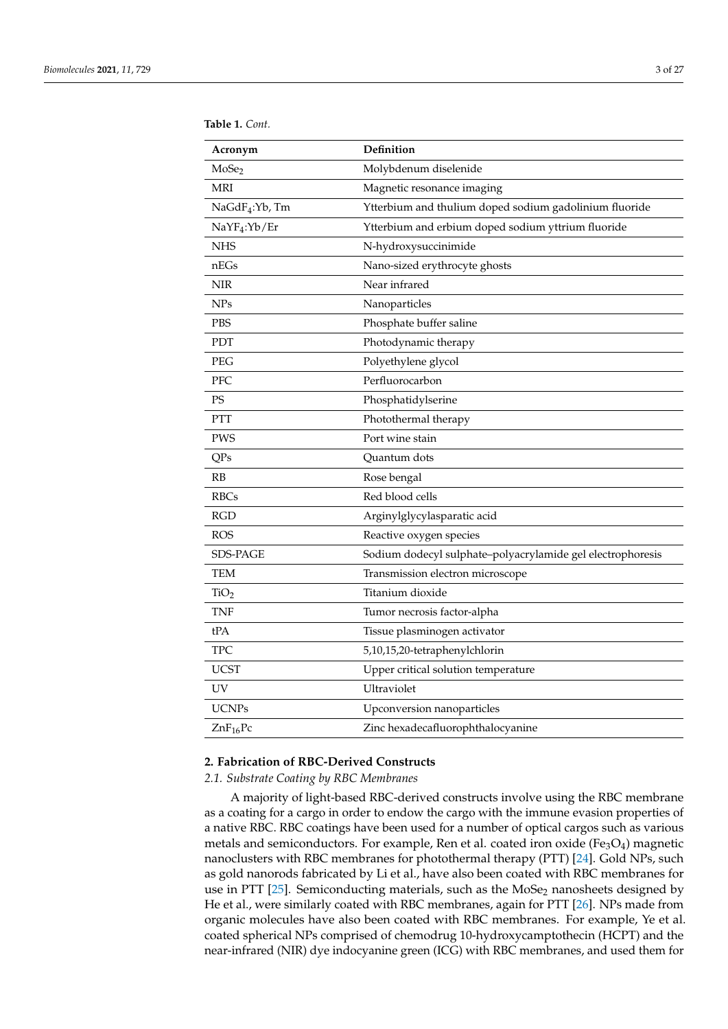**Table 1.** *Cont.*

| Acronym | Definition |
|---|---|
| $MoSe_2$ | Molybdenum diselenide |
| MRI | Magnetic resonance imaging |
| $NaGdF_4$:Yb, Tm | Ytterbium and thulium doped sodium gadolinium fluoride |
| $NaYF_4$:Yb/Er | Ytterbium and erbium doped sodium yttrium fluoride |
| NHS | N-hydroxysuccinimide |
| nEGs | Nano-sized erythrocyte ghosts |
| NIR | Near infrared |
| NPs | Nanoparticles |
| PBS | Phosphate buffer saline |
| PDT | Photodynamic therapy |
| PEG | Polyethylene glycol |
| PFC | Perfluorocarbon |
| PS | Phosphatidylserine |
| PTT | Photothermal therapy |
| PWS | Port wine stain |
| QPs | Quantum dots |
| RB | Rose bengal |
| RBCs | Red blood cells |
| RGD | Arginylglycylasparatic acid |
| ROS | Reactive oxygen species |
| SDS-PAGE | Sodium dodecyl sulphate–polyacrylamide gel electrophoresis |
| TEM | Transmission electron microscope |
| $TiO_2$ | Titanium dioxide |
| TNF | Tumor necrosis factor-alpha |
| tPA | Tissue plasminogen activator |
| TPC | 5,10,15,20-tetraphenylchlorin |
| UCST | Upper critical solution temperature |
| UV | Ultraviolet |
| UCNPs | Upconversion nanoparticles |
| $ZnF_{16}Pc$ | Zinc hexadecafluorophthalocyanine |

## 2. Fabrication of RBC-Derived Constructs

### 2.1. Substrate Coating by RBC Membranes

A majority of light-based RBC-derived constructs involve using the RBC membrane as a coating for a cargo in order to endow the cargo with the immune evasion properties of a native RBC. RBC coatings have been used for a number of optical cargos such as various metals and semiconductors. For example, Ren et al. coated iron oxide ($Fe_3O_4$) magnetic nanoclusters with RBC membranes for photothermal therapy (PTT) [24]. Gold NPs, such as gold nanorods fabricated by Li et al., have also been coated with RBC membranes for use in PTT [25]. Semiconducting materials, such as the $MoSe_2$ nanosheets designed by He et al., were similarly coated with RBC membranes, again for PTT [26]. NPs made from organic molecules have also been coated with RBC membranes. For example, Ye et al. coated spherical NPs comprised of chemodrug 10-hydroxycamptothecin (HCPT) and the near-infrared (NIR) dye indocyanine green (ICG) with RBC membranes, and used them for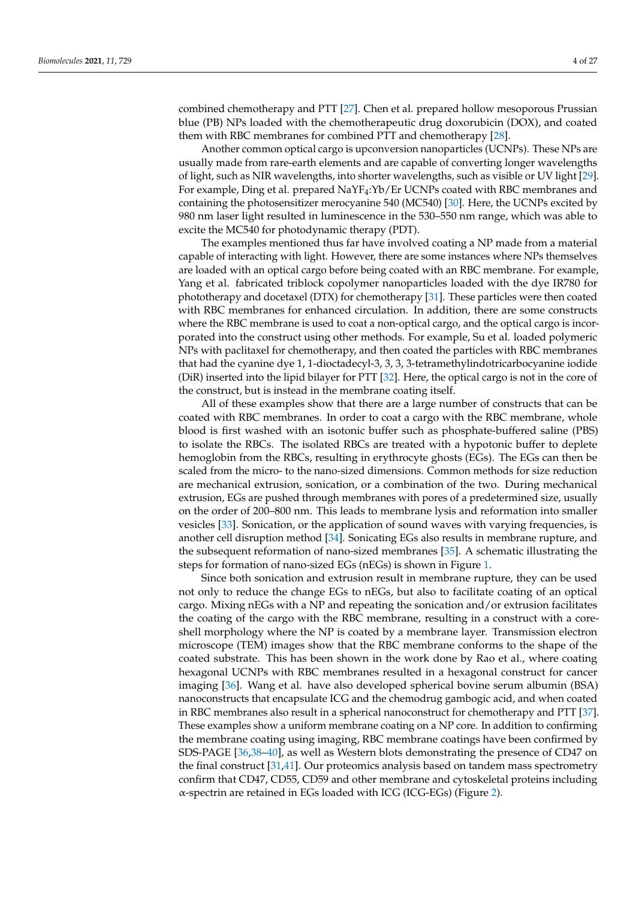combined chemotherapy and PTT [27]. Chen et al. prepared hollow mesoporous Prussian blue (PB) NPs loaded with the chemotherapeutic drug doxorubicin (DOX), and coated them with RBC membranes for combined PTT and chemotherapy [28].

Another common optical cargo is upconversion nanoparticles (UCNPs). These NPs are usually made from rare-earth elements and are capable of converting longer wavelengths of light, such as NIR wavelengths, into shorter wavelengths, such as visible or UV light [29]. For example, Ding et al. prepared $NaYF_4$:Yb/Er UCNPs coated with RBC membranes and containing the photosensitizer merocyanine 540 (MC540) [30]. Here, the UCNPs excited by 980 nm laser light resulted in luminescence in the 530–550 nm range, which was able to excite the MC540 for photodynamic therapy (PDT).

The examples mentioned thus far have involved coating a NP made from a material capable of interacting with light. However, there are some instances where NPs themselves are loaded with an optical cargo before being coated with an RBC membrane. For example, Yang et al. fabricated triblock copolymer nanoparticles loaded with the dye IR780 for phototherapy and docetaxel (DTX) for chemotherapy [31]. These particles were then coated with RBC membranes for enhanced circulation. In addition, there are some constructs where the RBC membrane is used to coat a non-optical cargo, and the optical cargo is incorporated into the construct using other methods. For example, Su et al. loaded polymeric NPs with paclitaxel for chemotherapy, and then coated the particles with RBC membranes that had the cyanine dye 1, 1-dioctadecyl-3, 3, 3, 3-tetramethylindotricarbocyanine iodide (DiR) inserted into the lipid bilayer for PTT [32]. Here, the optical cargo is not in the core of the construct, but is instead in the membrane coating itself.

All of these examples show that there are a large number of constructs that can be coated with RBC membranes. In order to coat a cargo with the RBC membrane, whole blood is first washed with an isotonic buffer such as phosphate-buffered saline (PBS) to isolate the RBCs. The isolated RBCs are treated with a hypotonic buffer to deplete hemoglobin from the RBCs, resulting in erythrocyte ghosts (EGs). The EGs can then be scaled from the micro- to the nano-sized dimensions. Common methods for size reduction are mechanical extrusion, sonication, or a combination of the two. During mechanical extrusion, EGs are pushed through membranes with pores of a predetermined size, usually on the order of 200–800 nm. This leads to membrane lysis and reformation into smaller vesicles [33]. Sonication, or the application of sound waves with varying frequencies, is another cell disruption method [34]. Sonicating EGs also results in membrane rupture, and the subsequent reformation of nano-sized membranes [35]. A schematic illustrating the steps for formation of nano-sized EGs (nEGs) is shown in Figure 1.

Since both sonication and extrusion result in membrane rupture, they can be used not only to reduce the change EGs to nEGs, but also to facilitate coating of an optical cargo. Mixing nEGs with a NP and repeating the sonication and/or extrusion facilitates the coating of the cargo with the RBC membrane, resulting in a construct with a core-shell morphology where the NP is coated by a membrane layer. Transmission electron microscope (TEM) images show that the RBC membrane conforms to the shape of the coated substrate. This has been shown in the work done by Rao et al., where coating hexagonal UCNPs with RBC membranes resulted in a hexagonal construct for cancer imaging [36]. Wang et al. have also developed spherical bovine serum albumin (BSA) nanoconstructs that encapsulate ICG and the chemodrug gambogic acid, and when coated in RBC membranes also result in a spherical nanoconstruct for chemotherapy and PTT [37]. These examples show a uniform membrane coating on a NP core. In addition to confirming the membrane coating using imaging, RBC membrane coatings have been confirmed by SDS-PAGE [36,38–40], as well as Western blots demonstrating the presence of CD47 on the final construct [31,41]. Our proteomics analysis based on tandem mass spectrometry confirm that CD47, CD55, CD59 and other membrane and cytoskeletal proteins including $\alpha$-spectrin are retained in EGs loaded with ICG (ICG-EGs) (Figure 2).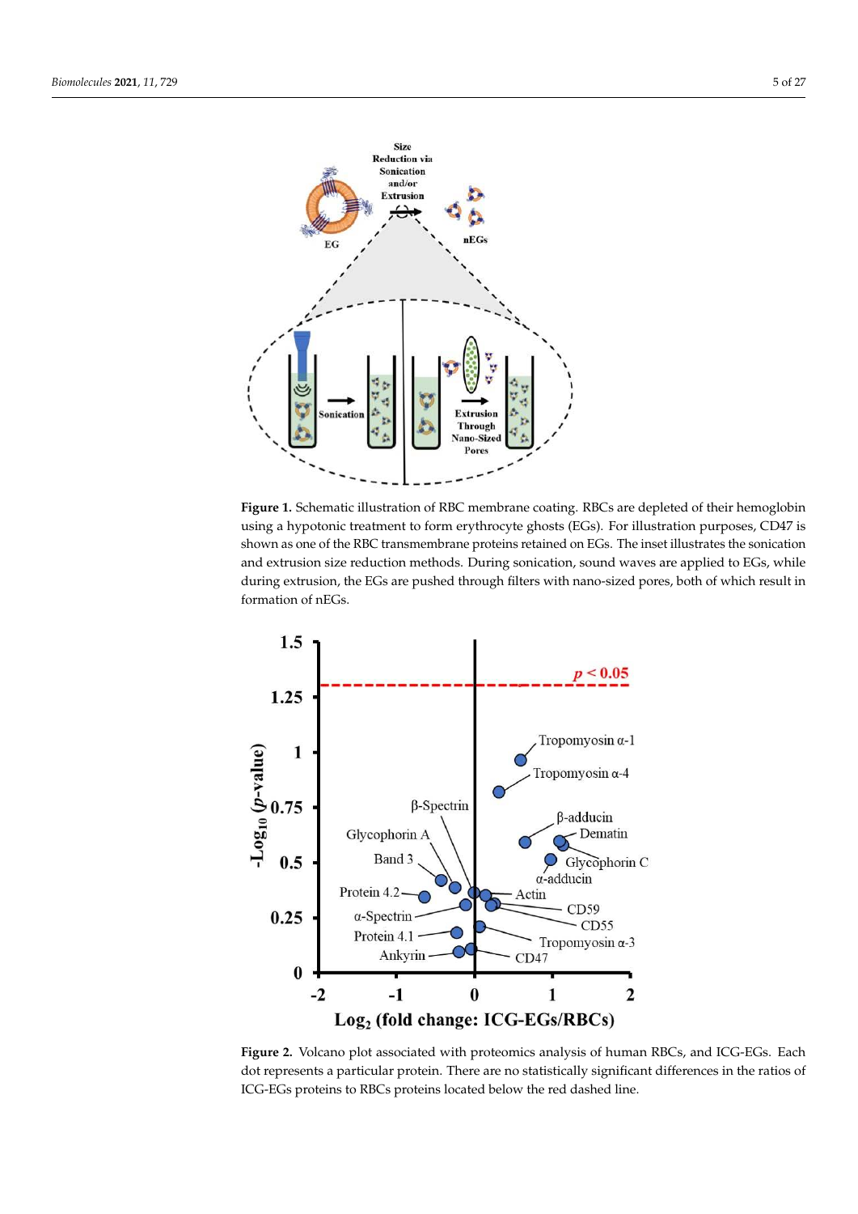**Figure 1.** Schematic illustration of RBC membrane coating. RBCs are depleted of their hemoglobin using a hypotonic treatment to form erythrocyte ghosts (EGs). For illustration purposes, CD47 is shown as one of the RBC transmembrane proteins retained on EGs. The inset illustrates the sonication and extrusion size reduction methods. During sonication, sound waves are applied to EGs, while during extrusion, the EGs are pushed through filters with nano-sized pores, both of which result in formation of nEGs.

**Figure 2.** Volcano plot associated with proteomics analysis of human RBCs, and ICG-EGs. Each dot represents a particular protein. There are no statistically significant differences in the ratios of ICG-EGs proteins to RBCs proteins located below the red dashed line.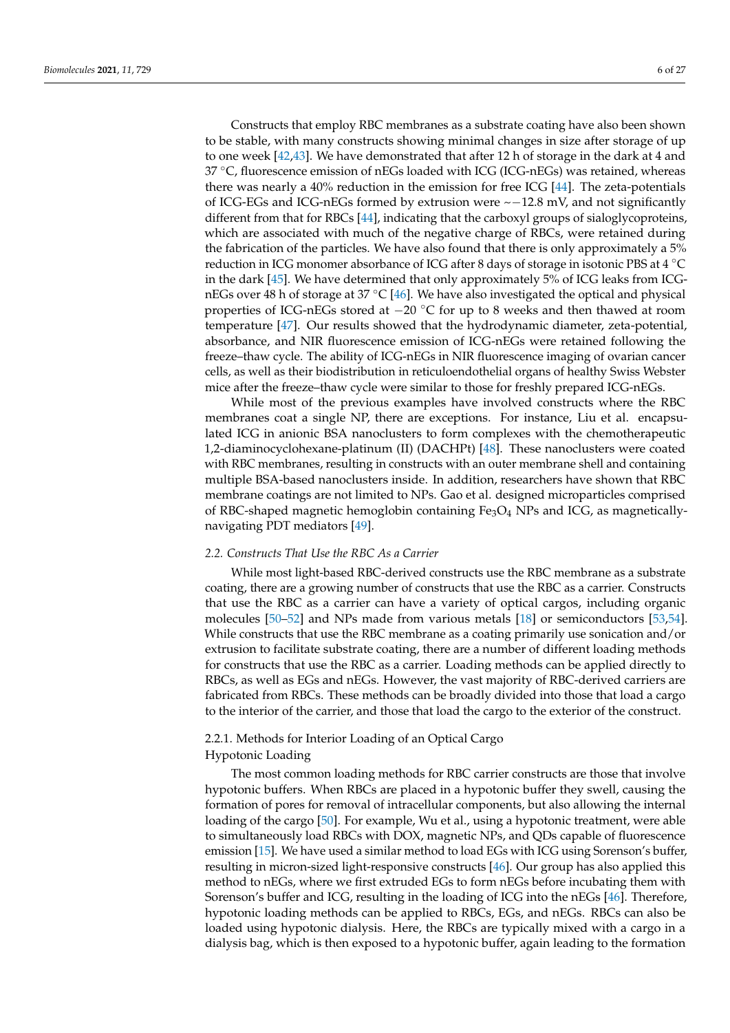Constructs that employ RBC membranes as a substrate coating have also been shown to be stable, with many constructs showing minimal changes in size after storage of up to one week [42,43]. We have demonstrated that after 12 h of storage in the dark at 4 and 37 °C, fluorescence emission of nEGs loaded with ICG (ICG-nEGs) was retained, whereas there was nearly a 40% reduction in the emission for free ICG [44]. The zeta-potentials of ICG-EGs and ICG-nEGs formed by extrusion were ~−12.8 mV, and not significantly different from that for RBCs [44], indicating that the carboxyl groups of sialoglycoproteins, which are associated with much of the negative charge of RBCs, were retained during the fabrication of the particles. We have also found that there is only approximately a 5% reduction in ICG monomer absorbance of ICG after 8 days of storage in isotonic PBS at 4 °C in the dark [45]. We have determined that only approximately 5% of ICG leaks from ICG-nEGs over 48 h of storage at 37 °C [46]. We have also investigated the optical and physical properties of ICG-nEGs stored at −20 °C for up to 8 weeks and then thawed at room temperature [47]. Our results showed that the hydrodynamic diameter, zeta-potential, absorbance, and NIR fluorescence emission of ICG-nEGs were retained following the freeze–thaw cycle. The ability of ICG-nEGs in NIR fluorescence imaging of ovarian cancer cells, as well as their biodistribution in reticuloendothelial organs of healthy Swiss Webster mice after the freeze–thaw cycle were similar to those for freshly prepared ICG-nEGs.

While most of the previous examples have involved constructs where the RBC membranes coat a single NP, there are exceptions. For instance, Liu et al. encapsulated ICG in anionic BSA nanoclusters to form complexes with the chemotherapeutic 1,2-diaminocyclohexane-platinum (II) (DACHPt) [48]. These nanoclusters were coated with RBC membranes, resulting in constructs with an outer membrane shell and containing multiple BSA-based nanoclusters inside. In addition, researchers have shown that RBC membrane coatings are not limited to NPs. Gao et al. designed microparticles comprised of RBC-shaped magnetic hemoglobin containing $Fe_3O_4$ NPs and ICG, as magnetically-navigating PDT mediators [49].

### *2.2. Constructs That Use the RBC As a Carrier*

While most light-based RBC-derived constructs use the RBC membrane as a substrate coating, there are a growing number of constructs that use the RBC as a carrier. Constructs that use the RBC as a carrier can have a variety of optical cargos, including organic molecules [50–52] and NPs made from various metals [18] or semiconductors [53,54]. While constructs that use the RBC membrane as a coating primarily use sonication and/or extrusion to facilitate substrate coating, there are a number of different loading methods for constructs that use the RBC as a carrier. Loading methods can be applied directly to RBCs, as well as EGs and nEGs. However, the vast majority of RBC-derived carriers are fabricated from RBCs. These methods can be broadly divided into those that load a cargo to the interior of the carrier, and those that load the cargo to the exterior of the construct.

#### 2.2.1. Methods for Interior Loading of an Optical Cargo

Hypotonic Loading

The most common loading methods for RBC carrier constructs are those that involve hypotonic buffers. When RBCs are placed in a hypotonic buffer they swell, causing the formation of pores for removal of intracellular components, but also allowing the internal loading of the cargo [50]. For example, Wu et al., using a hypotonic treatment, were able to simultaneously load RBCs with DOX, magnetic NPs, and QDs capable of fluorescence emission [15]. We have used a similar method to load EGs with ICG using Sorenson's buffer, resulting in micron-sized light-responsive constructs [46]. Our group has also applied this method to nEGs, where we first extruded EGs to form nEGs before incubating them with Sorenson's buffer and ICG, resulting in the loading of ICG into the nEGs [46]. Therefore, hypotonic loading methods can be applied to RBCs, EGs, and nEGs. RBCs can also be loaded using hypotonic dialysis. Here, the RBCs are typically mixed with a cargo in a dialysis bag, which is then exposed to a hypotonic buffer, again leading to the formation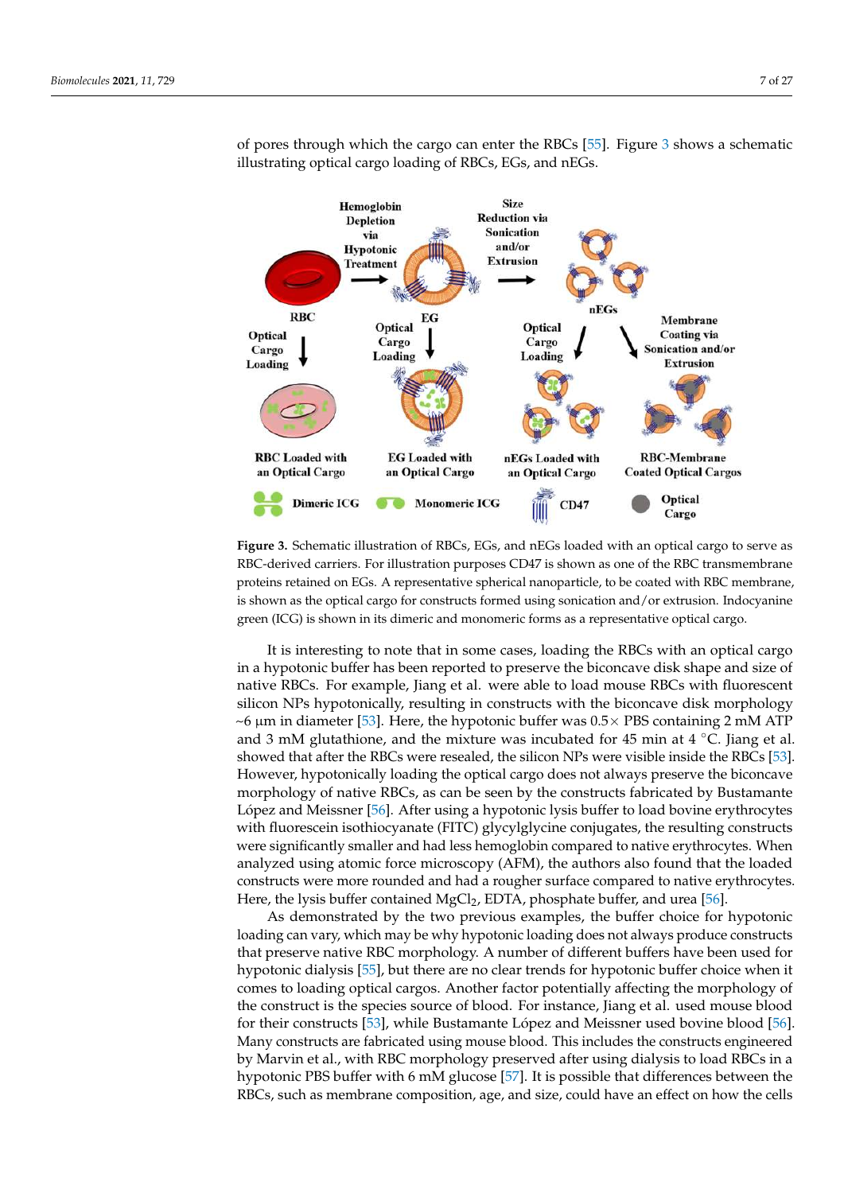of pores through which the cargo can enter the RBCs [55]. Figure 3 shows a schematic illustrating optical cargo loading of RBCs, EGs, and nEGs.

**Figure 3.** Schematic illustration of RBCs, EGs, and nEGs loaded with an optical cargo to serve as RBC-derived carriers. For illustration purposes CD47 is shown as one of the RBC transmembrane proteins retained on EGs. A representative spherical nanoparticle, to be coated with RBC membrane, is shown as the optical cargo for constructs formed using sonication and/or extrusion. Indocyanine green (ICG) is shown in its dimeric and monomeric forms as a representative optical cargo.

It is interesting to note that in some cases, loading the RBCs with an optical cargo in a hypotonic buffer has been reported to preserve the biconcave disk shape and size of native RBCs. For example, Jiang et al. were able to load mouse RBCs with fluorescent silicon NPs hypotonically, resulting in constructs with the biconcave disk morphology ~6 µm in diameter [53]. Here, the hypotonic buffer was 0.5× PBS containing 2 mM ATP and 3 mM glutathione, and the mixture was incubated for 45 min at 4 °C. Jiang et al. showed that after the RBCs were resealed, the silicon NPs were visible inside the RBCs [53]. However, hypotonically loading the optical cargo does not always preserve the biconcave morphology of native RBCs, as can be seen by the constructs fabricated by Bustamante López and Meissner [56]. After using a hypotonic lysis buffer to load bovine erythrocytes with fluorescein isothiocyanate (FITC) glycylglycine conjugates, the resulting constructs were significantly smaller and had less hemoglobin compared to native erythrocytes. When analyzed using atomic force microscopy (AFM), the authors also found that the loaded constructs were more rounded and had a rougher surface compared to native erythrocytes. Here, the lysis buffer contained $MgCl_2$, EDTA, phosphate buffer, and urea [56].

As demonstrated by the two previous examples, the buffer choice for hypotonic loading can vary, which may be why hypotonic loading does not always produce constructs that preserve native RBC morphology. A number of different buffers have been used for hypotonic dialysis [55], but there are no clear trends for hypotonic buffer choice when it comes to loading optical cargos. Another factor potentially affecting the morphology of the construct is the species source of blood. For instance, Jiang et al. used mouse blood for their constructs [53], while Bustamante López and Meissner used bovine blood [56]. Many constructs are fabricated using mouse blood. This includes the constructs engineered by Marvin et al., with RBC morphology preserved after using dialysis to load RBCs in a hypotonic PBS buffer with 6 mM glucose [57]. It is possible that differences between the RBCs, such as membrane composition, age, and size, could have an effect on how the cells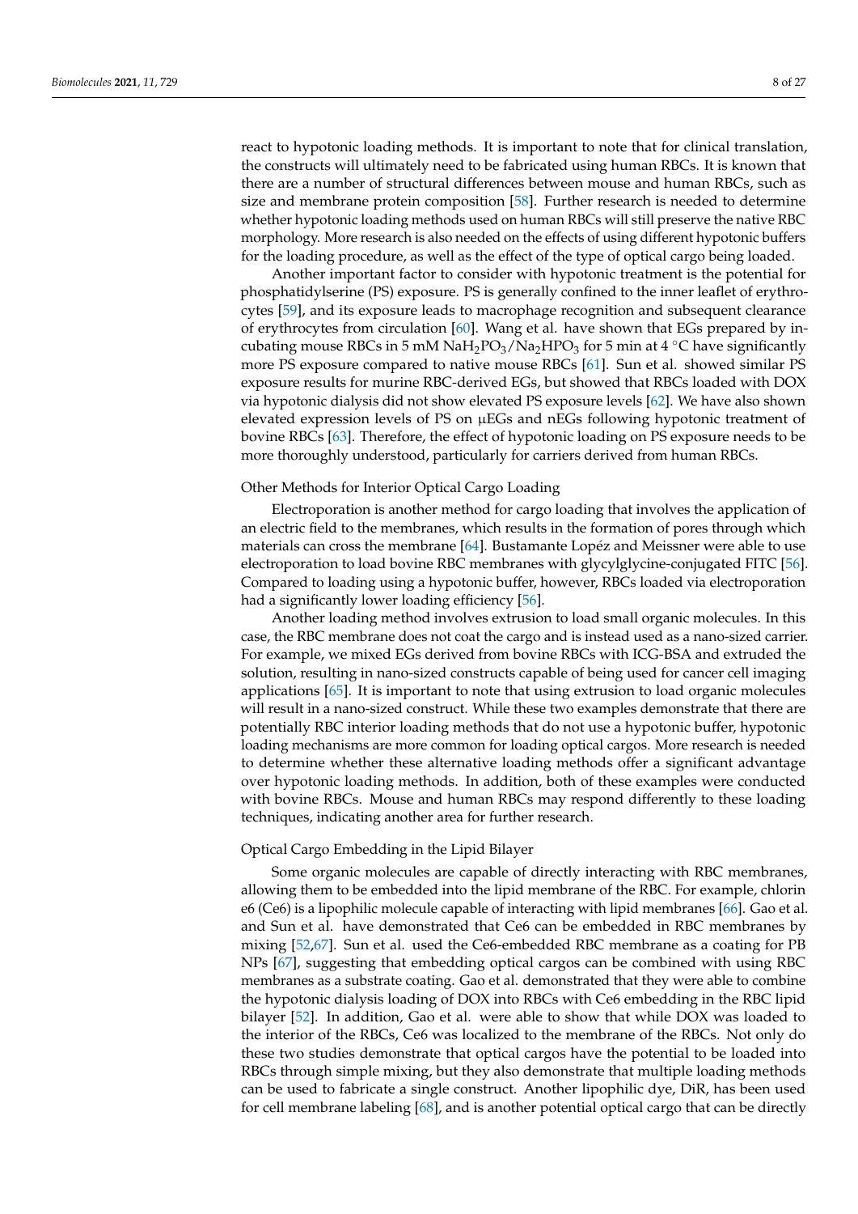react to hypotonic loading methods. It is important to note that for clinical translation, the constructs will ultimately need to be fabricated using human RBCs. It is known that there are a number of structural differences between mouse and human RBCs, such as size and membrane protein composition [58]. Further research is needed to determine whether hypotonic loading methods used on human RBCs will still preserve the native RBC morphology. More research is also needed on the effects of using different hypotonic buffers for the loading procedure, as well as the effect of the type of optical cargo being loaded.

Another important factor to consider with hypotonic treatment is the potential for phosphatidylserine (PS) exposure. PS is generally confined to the inner leaflet of erythrocytes [59], and its exposure leads to macrophage recognition and subsequent clearance of erythrocytes from circulation [60]. Wang et al. have shown that EGs prepared by incubating mouse RBCs in 5 mM $NaH_2PO_3/Na_2HPO_3$ for 5 min at 4 °C have significantly more PS exposure compared to native mouse RBCs [61]. Sun et al. showed similar PS exposure results for murine RBC-derived EGs, but showed that RBCs loaded with DOX via hypotonic dialysis did not show elevated PS exposure levels [62]. We have also shown elevated expression levels of PS on µEGs and nEGs following hypotonic treatment of bovine RBCs [63]. Therefore, the effect of hypotonic loading on PS exposure needs to be more thoroughly understood, particularly for carriers derived from human RBCs.

Other Methods for Interior Optical Cargo Loading

Electroporation is another method for cargo loading that involves the application of an electric field to the membranes, which results in the formation of pores through which materials can cross the membrane [64]. Bustamante Lopéz and Meissner were able to use electroporation to load bovine RBC membranes with glycylglycine-conjugated FITC [56]. Compared to loading using a hypotonic buffer, however, RBCs loaded via electroporation had a significantly lower loading efficiency [56].

Another loading method involves extrusion to load small organic molecules. In this case, the RBC membrane does not coat the cargo and is instead used as a nano-sized carrier. For example, we mixed EGs derived from bovine RBCs with ICG-BSA and extruded the solution, resulting in nano-sized constructs capable of being used for cancer cell imaging applications [65]. It is important to note that using extrusion to load organic molecules will result in a nano-sized construct. While these two examples demonstrate that there are potentially RBC interior loading methods that do not use a hypotonic buffer, hypotonic loading mechanisms are more common for loading optical cargos. More research is needed to determine whether these alternative loading methods offer a significant advantage over hypotonic loading methods. In addition, both of these examples were conducted with bovine RBCs. Mouse and human RBCs may respond differently to these loading techniques, indicating another area for further research.

Optical Cargo Embedding in the Lipid Bilayer

Some organic molecules are capable of directly interacting with RBC membranes, allowing them to be embedded into the lipid membrane of the RBC. For example, chlorin e6 (Ce6) is a lipophilic molecule capable of interacting with lipid membranes [66]. Gao et al. and Sun et al. have demonstrated that Ce6 can be embedded in RBC membranes by mixing [52,67]. Sun et al. used the Ce6-embedded RBC membrane as a coating for PB NPs [67], suggesting that embedding optical cargos can be combined with using RBC membranes as a substrate coating. Gao et al. demonstrated that they were able to combine the hypotonic dialysis loading of DOX into RBCs with Ce6 embedding in the RBC lipid bilayer [52]. In addition, Gao et al. were able to show that while DOX was loaded to the interior of the RBCs, Ce6 was localized to the membrane of the RBCs. Not only do these two studies demonstrate that optical cargos have the potential to be loaded into RBCs through simple mixing, but they also demonstrate that multiple loading methods can be used to fabricate a single construct. Another lipophilic dye, DiR, has been used for cell membrane labeling [68], and is another potential optical cargo that can be directly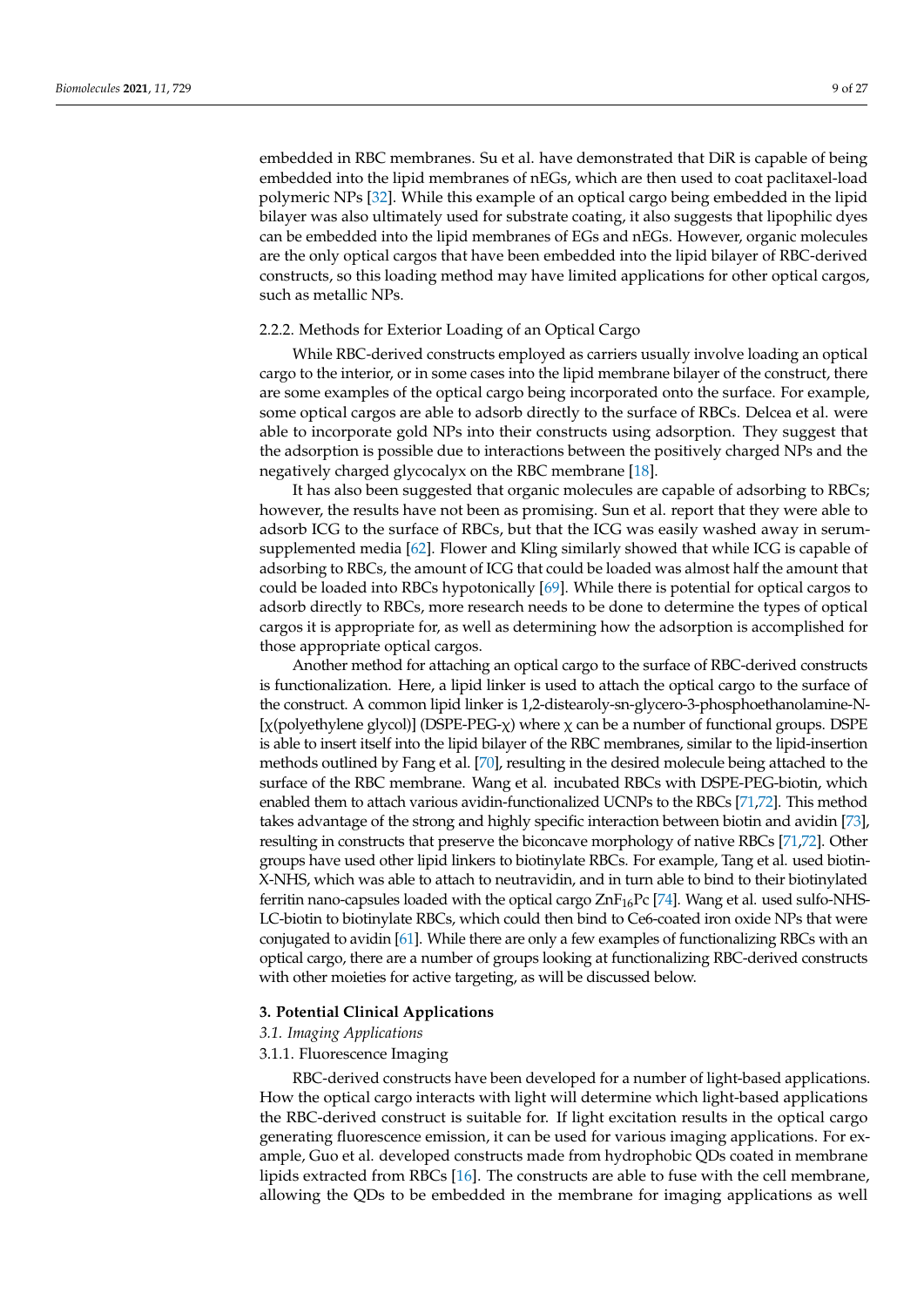embedded in RBC membranes. Su et al. have demonstrated that DiR is capable of being embedded into the lipid membranes of nEGs, which are then used to coat paclitaxel-load polymeric NPs [32]. While this example of an optical cargo being embedded in the lipid bilayer was also ultimately used for substrate coating, it also suggests that lipophilic dyes can be embedded into the lipid membranes of EGs and nEGs. However, organic molecules are the only optical cargos that have been embedded into the lipid bilayer of RBC-derived constructs, so this loading method may have limited applications for other optical cargos, such as metallic NPs.

#### 2.2.2. Methods for Exterior Loading of an Optical Cargo

While RBC-derived constructs employed as carriers usually involve loading an optical cargo to the interior, or in some cases into the lipid membrane bilayer of the construct, there are some examples of the optical cargo being incorporated onto the surface. For example, some optical cargos are able to adsorb directly to the surface of RBCs. Delcea et al. were able to incorporate gold NPs into their constructs using adsorption. They suggest that the adsorption is possible due to interactions between the positively charged NPs and the negatively charged glycocalyx on the RBC membrane [18].

It has also been suggested that organic molecules are capable of adsorbing to RBCs; however, the results have not been as promising. Sun et al. report that they were able to adsorb ICG to the surface of RBCs, but that the ICG was easily washed away in serum-supplemented media [62]. Flower and Kling similarly showed that while ICG is capable of adsorbing to RBCs, the amount of ICG that could be loaded was almost half the amount that could be loaded into RBCs hypotonically [69]. While there is potential for optical cargos to adsorb directly to RBCs, more research needs to be done to determine the types of optical cargos it is appropriate for, as well as determining how the adsorption is accomplished for those appropriate optical cargos.

Another method for attaching an optical cargo to the surface of RBC-derived constructs is functionalization. Here, a lipid linker is used to attach the optical cargo to the surface of the construct. A common lipid linker is 1,2-distearoly-sn-glycero-3-phosphoethanolamine-N-[χ(polyethylene glycol)] (DSPE-PEG-χ) where χ can be a number of functional groups. DSPE is able to insert itself into the lipid bilayer of the RBC membranes, similar to the lipid-insertion methods outlined by Fang et al. [70], resulting in the desired molecule being attached to the surface of the RBC membrane. Wang et al. incubated RBCs with DSPE-PEG-biotin, which enabled them to attach various avidin-functionalized UCNPs to the RBCs [71,72]. This method takes advantage of the strong and highly specific interaction between biotin and avidin [73], resulting in constructs that preserve the biconcave morphology of native RBCs [71,72]. Other groups have used other lipid linkers to biotinylate RBCs. For example, Tang et al. used biotin-X-NHS, which was able to attach to neutravidin, and in turn able to bind to their biotinylated ferritin nano-capsules loaded with the optical cargo $ZnF_{16}Pc$ [74]. Wang et al. used sulfo-NHS-LC-biotin to biotinylate RBCs, which could then bind to Ce6-coated iron oxide NPs that were conjugated to avidin [61]. While there are only a few examples of functionalizing RBCs with an optical cargo, there are a number of groups looking at functionalizing RBC-derived constructs with other moieties for active targeting, as will be discussed below.

## 3. Potential Clinical Applications

### 3.1. Imaging Applications

#### 3.1.1. Fluorescence Imaging

RBC-derived constructs have been developed for a number of light-based applications. How the optical cargo interacts with light will determine which light-based applications the RBC-derived construct is suitable for. If light excitation results in the optical cargo generating fluorescence emission, it can be used for various imaging applications. For example, Guo et al. developed constructs made from hydrophobic QDs coated in membrane lipids extracted from RBCs [16]. The constructs are able to fuse with the cell membrane, allowing the QDs to be embedded in the membrane for imaging applications as well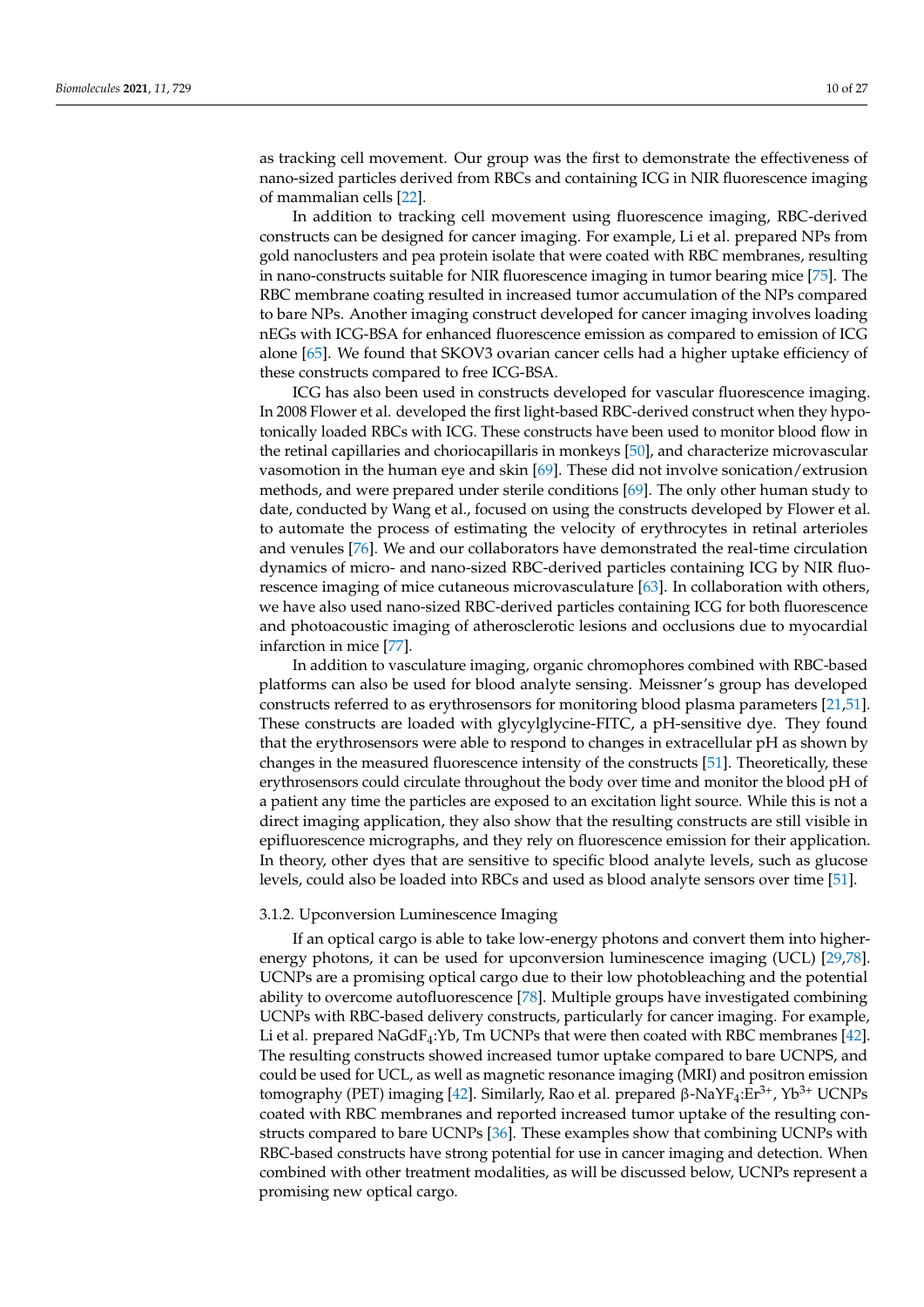as tracking cell movement. Our group was the first to demonstrate the effectiveness of nano-sized particles derived from RBCs and containing ICG in NIR fluorescence imaging of mammalian cells [22].

In addition to tracking cell movement using fluorescence imaging, RBC-derived constructs can be designed for cancer imaging. For example, Li et al. prepared NPs from gold nanoclusters and pea protein isolate that were coated with RBC membranes, resulting in nano-constructs suitable for NIR fluorescence imaging in tumor bearing mice [75]. The RBC membrane coating resulted in increased tumor accumulation of the NPs compared to bare NPs. Another imaging construct developed for cancer imaging involves loading nEGs with ICG-BSA for enhanced fluorescence emission as compared to emission of ICG alone [65]. We found that SKOV3 ovarian cancer cells had a higher uptake efficiency of these constructs compared to free ICG-BSA.

ICG has also been used in constructs developed for vascular fluorescence imaging. In 2008 Flower et al. developed the first light-based RBC-derived construct when they hypotonically loaded RBCs with ICG. These constructs have been used to monitor blood flow in the retinal capillaries and choriocapillaris in monkeys [50], and characterize microvascular vasomotion in the human eye and skin [69]. These did not involve sonication/extrusion methods, and were prepared under sterile conditions [69]. The only other human study to date, conducted by Wang et al., focused on using the constructs developed by Flower et al. to automate the process of estimating the velocity of erythrocytes in retinal arterioles and venules [76]. We and our collaborators have demonstrated the real-time circulation dynamics of micro- and nano-sized RBC-derived particles containing ICG by NIR fluorescence imaging of mice cutaneous microvasculature [63]. In collaboration with others, we have also used nano-sized RBC-derived particles containing ICG for both fluorescence and photoacoustic imaging of atherosclerotic lesions and occlusions due to myocardial infarction in mice [77].

In addition to vasculature imaging, organic chromophores combined with RBC-based platforms can also be used for blood analyte sensing. Meissner's group has developed constructs referred to as erythrosensors for monitoring blood plasma parameters [21,51]. These constructs are loaded with glycylglycine-FITC, a pH-sensitive dye. They found that the erythrosensors were able to respond to changes in extracellular pH as shown by changes in the measured fluorescence intensity of the constructs [51]. Theoretically, these erythrosensors could circulate throughout the body over time and monitor the blood pH of a patient any time the particles are exposed to an excitation light source. While this is not a direct imaging application, they also show that the resulting constructs are still visible in epifluorescence micrographs, and they rely on fluorescence emission for their application. In theory, other dyes that are sensitive to specific blood analyte levels, such as glucose levels, could also be loaded into RBCs and used as blood analyte sensors over time [51].

#### 3.1.2. Upconversion Luminescence Imaging

If an optical cargo is able to take low-energy photons and convert them into higher-energy photons, it can be used for upconversion luminescence imaging (UCL) [29,78]. UCNPs are a promising optical cargo due to their low photobleaching and the potential ability to overcome autofluorescence [78]. Multiple groups have investigated combining UCNPs with RBC-based delivery constructs, particularly for cancer imaging. For example, Li et al. prepared $NaGdF_4$:Yb, Tm UCNPs that were then coated with RBC membranes [42]. The resulting constructs showed increased tumor uptake compared to bare UCNPS, and could be used for UCL, as well as magnetic resonance imaging (MRI) and positron emission tomography (PET) imaging [42]. Similarly, Rao et al. prepared β-$NaYF_4$:$Er^{3+}$, $Yb^{3+}$ UCNPs coated with RBC membranes and reported increased tumor uptake of the resulting constructs compared to bare UCNPs [36]. These examples show that combining UCNPs with RBC-based constructs have strong potential for use in cancer imaging and detection. When combined with other treatment modalities, as will be discussed below, UCNPs represent a promising new optical cargo.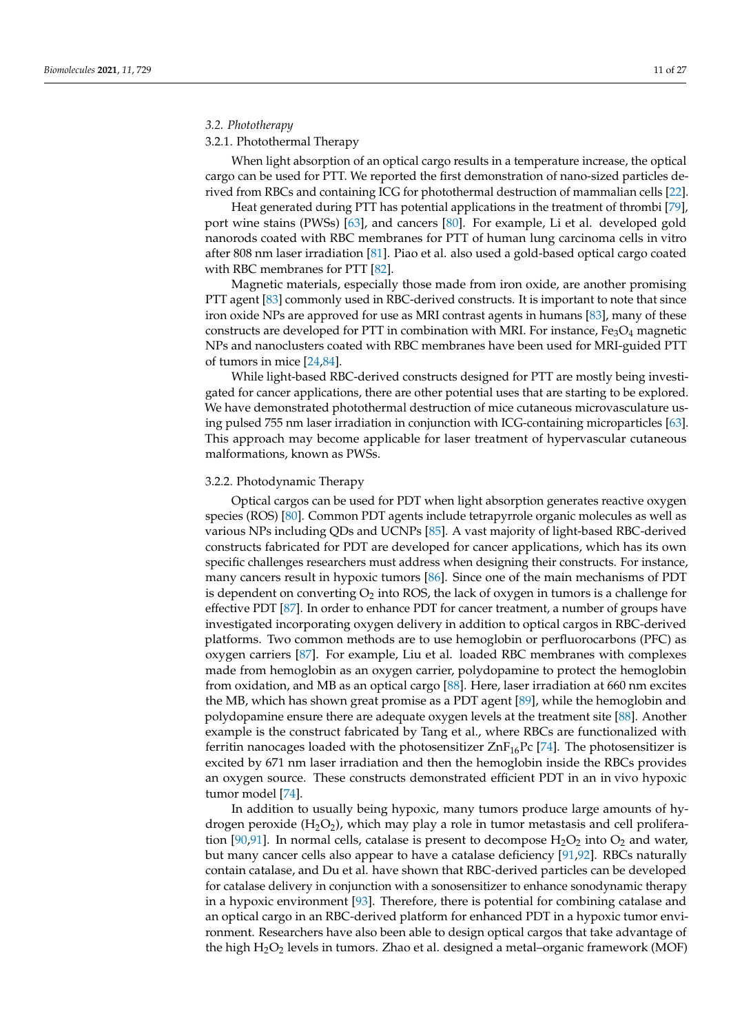### 3.2. Phototherapy

#### 3.2.1. Photothermal Therapy

When light absorption of an optical cargo results in a temperature increase, the optical cargo can be used for PTT. We reported the first demonstration of nano-sized particles derived from RBCs and containing ICG for photothermal destruction of mammalian cells [22].

Heat generated during PTT has potential applications in the treatment of thrombi [79], port wine stains (PWSs) [63], and cancers [80]. For example, Li et al. developed gold nanorods coated with RBC membranes for PTT of human lung carcinoma cells in vitro after 808 nm laser irradiation [81]. Piao et al. also used a gold-based optical cargo coated with RBC membranes for PTT [82].

Magnetic materials, especially those made from iron oxide, are another promising PTT agent [83] commonly used in RBC-derived constructs. It is important to note that since iron oxide NPs are approved for use as MRI contrast agents in humans [83], many of these constructs are developed for PTT in combination with MRI. For instance, $Fe_3O_4$ magnetic NPs and nanoclusters coated with RBC membranes have been used for MRI-guided PTT of tumors in mice [24,84].

While light-based RBC-derived constructs designed for PTT are mostly being investigated for cancer applications, there are other potential uses that are starting to be explored. We have demonstrated photothermal destruction of mice cutaneous microvasculature using pulsed 755 nm laser irradiation in conjunction with ICG-containing microparticles [63]. This approach may become applicable for laser treatment of hypervascular cutaneous malformations, known as PWSs.

#### 3.2.2. Photodynamic Therapy

Optical cargos can be used for PDT when light absorption generates reactive oxygen species (ROS) [80]. Common PDT agents include tetrapyrrole organic molecules as well as various NPs including QDs and UCNPs [85]. A vast majority of light-based RBC-derived constructs fabricated for PDT are developed for cancer applications, which has its own specific challenges researchers must address when designing their constructs. For instance, many cancers result in hypoxic tumors [86]. Since one of the main mechanisms of PDT is dependent on converting $O_2$ into ROS, the lack of oxygen in tumors is a challenge for effective PDT [87]. In order to enhance PDT for cancer treatment, a number of groups have investigated incorporating oxygen delivery in addition to optical cargos in RBC-derived platforms. Two common methods are to use hemoglobin or perfluorocarbons (PFC) as oxygen carriers [87]. For example, Liu et al. loaded RBC membranes with complexes made from hemoglobin as an oxygen carrier, polydopamine to protect the hemoglobin from oxidation, and MB as an optical cargo [88]. Here, laser irradiation at 660 nm excites the MB, which has shown great promise as a PDT agent [89], while the hemoglobin and polydopamine ensure there are adequate oxygen levels at the treatment site [88]. Another example is the construct fabricated by Tang et al., where RBCs are functionalized with ferritin nanocages loaded with the photosensitizer $ZnF_{16}Pc$ [74]. The photosensitizer is excited by 671 nm laser irradiation and then the hemoglobin inside the RBCs provides an oxygen source. These constructs demonstrated efficient PDT in an in vivo hypoxic tumor model [74].

In addition to usually being hypoxic, many tumors produce large amounts of hydrogen peroxide ($H_2O_2$), which may play a role in tumor metastasis and cell proliferation [90,91]. In normal cells, catalase is present to decompose $H_2O_2$ into $O_2$ and water, but many cancer cells also appear to have a catalase deficiency [91,92]. RBCs naturally contain catalase, and Du et al. have shown that RBC-derived particles can be developed for catalase delivery in conjunction with a sonosensitizer to enhance sonodynamic therapy in a hypoxic environment [93]. Therefore, there is potential for combining catalase and an optical cargo in an RBC-derived platform for enhanced PDT in a hypoxic tumor environment. Researchers have also been able to design optical cargos that take advantage of the high $H_2O_2$ levels in tumors. Zhao et al. designed a metal–organic framework (MOF)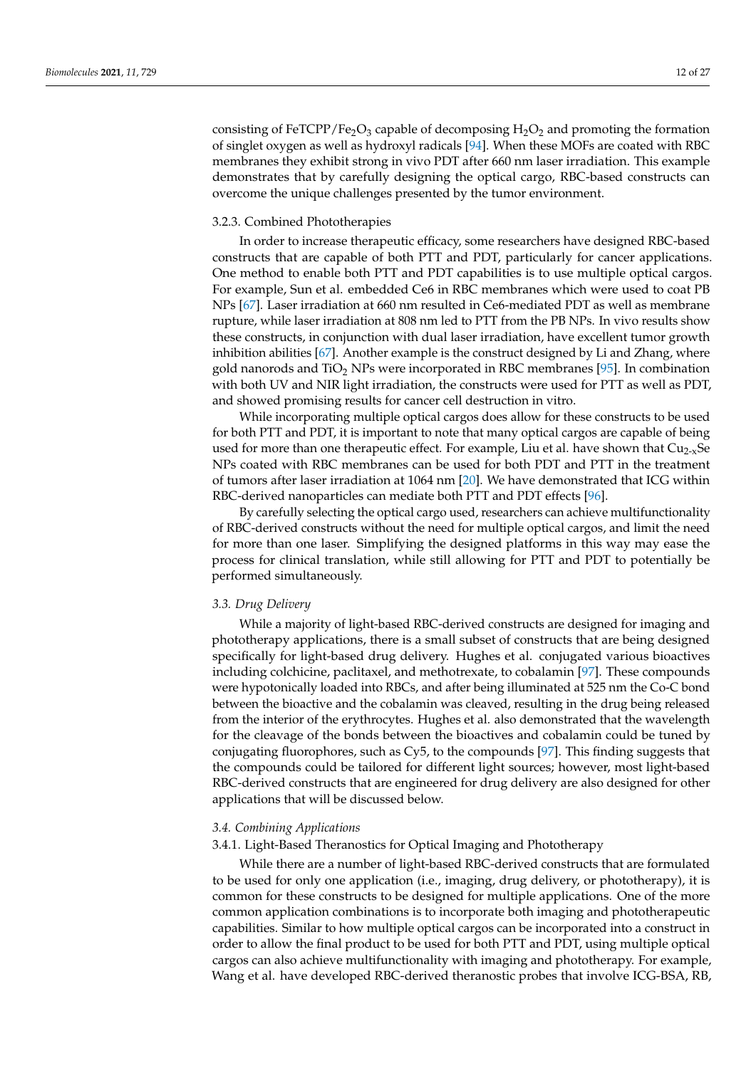consisting of FeTCPP/$Fe_2O_3$ capable of decomposing $H_2O_2$ and promoting the formation of singlet oxygen as well as hydroxyl radicals [94]. When these MOFs are coated with RBC membranes they exhibit strong in vivo PDT after 660 nm laser irradiation. This example demonstrates that by carefully designing the optical cargo, RBC-based constructs can overcome the unique challenges presented by the tumor environment.

#### 3.2.3. Combined Phototherapies

In order to increase therapeutic efficacy, some researchers have designed RBC-based constructs that are capable of both PTT and PDT, particularly for cancer applications. One method to enable both PTT and PDT capabilities is to use multiple optical cargos. For example, Sun et al. embedded Ce6 in RBC membranes which were used to coat PB NPs [67]. Laser irradiation at 660 nm resulted in Ce6-mediated PDT as well as membrane rupture, while laser irradiation at 808 nm led to PTT from the PB NPs. In vivo results show these constructs, in conjunction with dual laser irradiation, have excellent tumor growth inhibition abilities [67]. Another example is the construct designed by Li and Zhang, where gold nanorods and $TiO_2$ NPs were incorporated in RBC membranes [95]. In combination with both UV and NIR light irradiation, the constructs were used for PTT as well as PDT, and showed promising results for cancer cell destruction in vitro.

While incorporating multiple optical cargos does allow for these constructs to be used for both PTT and PDT, it is important to note that many optical cargos are capable of being used for more than one therapeutic effect. For example, Liu et al. have shown that $Cu_{2-x}Se$ NPs coated with RBC membranes can be used for both PDT and PTT in the treatment of tumors after laser irradiation at 1064 nm [20]. We have demonstrated that ICG within RBC-derived nanoparticles can mediate both PTT and PDT effects [96].

By carefully selecting the optical cargo used, researchers can achieve multifunctionality of RBC-derived constructs without the need for multiple optical cargos, and limit the need for more than one laser. Simplifying the designed platforms in this way may ease the process for clinical translation, while still allowing for PTT and PDT to potentially be performed simultaneously.

### *3.3. Drug Delivery*

While a majority of light-based RBC-derived constructs are designed for imaging and phototherapy applications, there is a small subset of constructs that are being designed specifically for light-based drug delivery. Hughes et al. conjugated various bioactives including colchicine, paclitaxel, and methotrexate, to cobalamin [97]. These compounds were hypotonically loaded into RBCs, and after being illuminated at 525 nm the Co-C bond between the bioactive and the cobalamin was cleaved, resulting in the drug being released from the interior of the erythrocytes. Hughes et al. also demonstrated that the wavelength for the cleavage of the bonds between the bioactives and cobalamin could be tuned by conjugating fluorophores, such as Cy5, to the compounds [97]. This finding suggests that the compounds could be tailored for different light sources; however, most light-based RBC-derived constructs that are engineered for drug delivery are also designed for other applications that will be discussed below.

### *3.4. Combining Applications*

#### 3.4.1. Light-Based Theranostics for Optical Imaging and Phototherapy

While there are a number of light-based RBC-derived constructs that are formulated to be used for only one application (i.e., imaging, drug delivery, or phototherapy), it is common for these constructs to be designed for multiple applications. One of the more common application combinations is to incorporate both imaging and phototherapeutic capabilities. Similar to how multiple optical cargos can be incorporated into a construct in order to allow the final product to be used for both PTT and PDT, using multiple optical cargos can also achieve multifunctionality with imaging and phototherapy. For example, Wang et al. have developed RBC-derived theranostic probes that involve ICG-BSA, RB,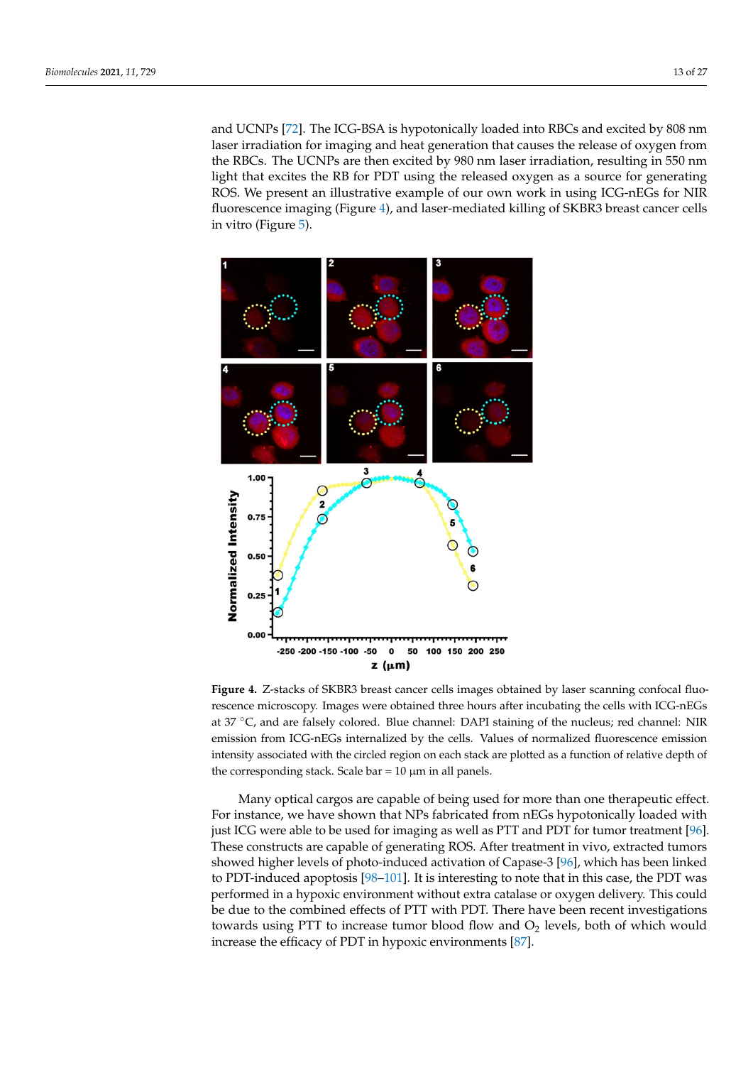and UCNPs [72]. The ICG-BSA is hypotonically loaded into RBCs and excited by 808 nm laser irradiation for imaging and heat generation that causes the release of oxygen from the RBCs. The UCNPs are then excited by 980 nm laser irradiation, resulting in 550 nm light that excites the RB for PDT using the released oxygen as a source for generating ROS. We present an illustrative example of our own work in using ICG-nEGs for NIR fluorescence imaging (Figure 4), and laser-mediated killing of SKBR3 breast cancer cells in vitro (Figure 5).

**Figure 4.** Z-stacks of SKBR3 breast cancer cells images obtained by laser scanning confocal fluorescence microscopy. Images were obtained three hours after incubating the cells with ICG-nEGs at 37 °C, and are falsely colored. Blue channel: DAPI staining of the nucleus; red channel: NIR emission from ICG-nEGs internalized by the cells. Values of normalized fluorescence emission intensity associated with the circled region on each stack are plotted as a function of relative depth of the corresponding stack. Scale bar = 10 µm in all panels.

Many optical cargos are capable of being used for more than one therapeutic effect. For instance, we have shown that NPs fabricated from nEGs hypotonically loaded with just ICG were able to be used for imaging as well as PTT and PDT for tumor treatment [96]. These constructs are capable of generating ROS. After treatment in vivo, extracted tumors showed higher levels of photo-induced activation of Capase-3 [96], which has been linked to PDT-induced apoptosis [98–101]. It is interesting to note that in this case, the PDT was performed in a hypoxic environment without extra catalase or oxygen delivery. This could be due to the combined effects of PTT with PDT. There have been recent investigations towards using PTT to increase tumor blood flow and $O_2$ levels, both of which would increase the efficacy of PDT in hypoxic environments [87].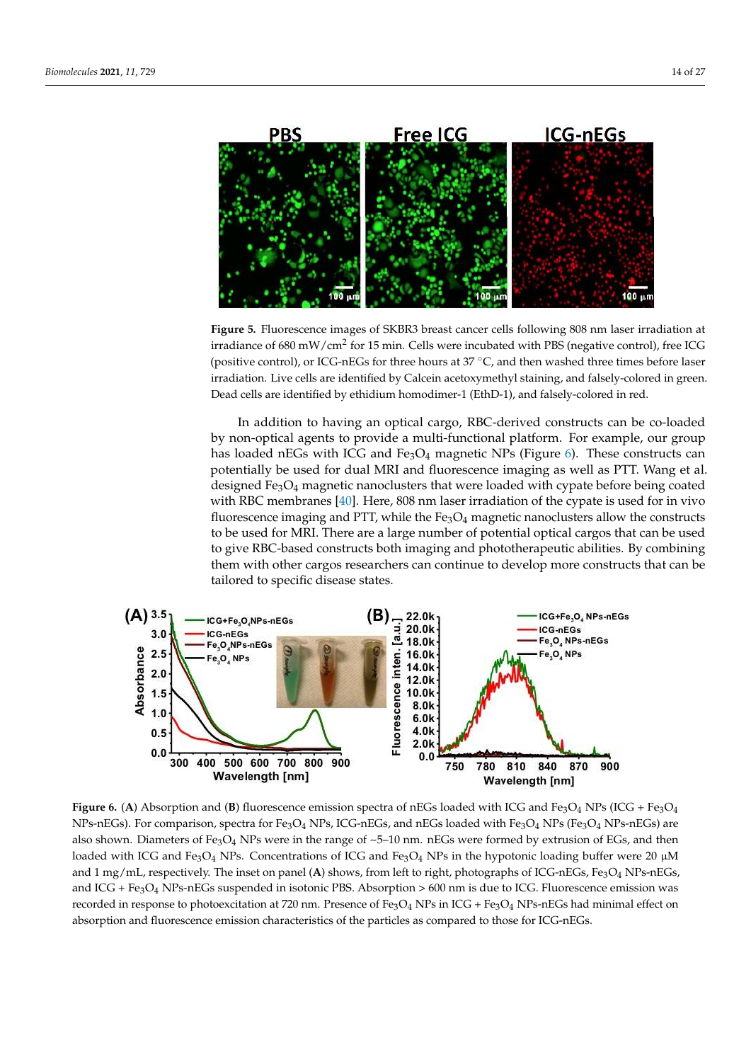**Figure 5.** Fluorescence images of SKBR3 breast cancer cells following 808 nm laser irradiation at irradiance of 680 mW/cm$^2$ for 15 min. Cells were incubated with PBS (negative control), free ICG (positive control), or ICG-nEGs for three hours at 37 °C, and then washed three times before laser irradiation. Live cells are identified by Calcein acetoxymethyl staining, and falsely-colored in green. Dead cells are identified by ethidium homodimer-1 (EthD-1), and falsely-colored in red.

In addition to having an optical cargo, RBC-derived constructs can be co-loaded by non-optical agents to provide a multi-functional platform. For example, our group has loaded nEGs with ICG and $Fe_3O_4$ magnetic NPs (Figure 6). These constructs can potentially be used for dual MRI and fluorescence imaging as well as PTT. Wang et al. designed $Fe_3O_4$ magnetic nanoclusters that were loaded with cypate before being coated with RBC membranes [40]. Here, 808 nm laser irradiation of the cypate is used for in vivo fluorescence imaging and PTT, while the $Fe_3O_4$ magnetic nanoclusters allow the constructs to be used for MRI. There are a large number of potential optical cargos that can be used to give RBC-based constructs both imaging and phototherapeutic abilities. By combining them with other cargos researchers can continue to develop more constructs that can be tailored to specific disease states.

**Figure 6.** (**A**) Absorption and (**B**) fluorescence emission spectra of nEGs loaded with ICG and $Fe_3O_4$ NPs (ICG + $Fe_3O_4$ NPs-nEGs). For comparison, spectra for $Fe_3O_4$ NPs, ICG-nEGs, and nEGs loaded with $Fe_3O_4$ NPs ($Fe_3O_4$ NPs-nEGs) are also shown. Diameters of $Fe_3O_4$ NPs were in the range of ~5–10 nm. nEGs were formed by extrusion of EGs, and then loaded with ICG and $Fe_3O_4$ NPs. Concentrations of ICG and $Fe_3O_4$ NPs in the hypotonic loading buffer were 20 µM and 1 mg/mL, respectively. The inset on panel (**A**) shows, from left to right, photographs of ICG-nEGs, $Fe_3O_4$ NPs-nEGs, and ICG + $Fe_3O_4$ NPs-nEGs suspended in isotonic PBS. Absorption > 600 nm is due to ICG. Fluorescence emission was recorded in response to photoexcitation at 720 nm. Presence of $Fe_3O_4$ NPs in ICG + $Fe_3O_4$ NPs-nEGs had minimal effect on absorption and fluorescence emission characteristics of the particles as compared to those for ICG-nEGs.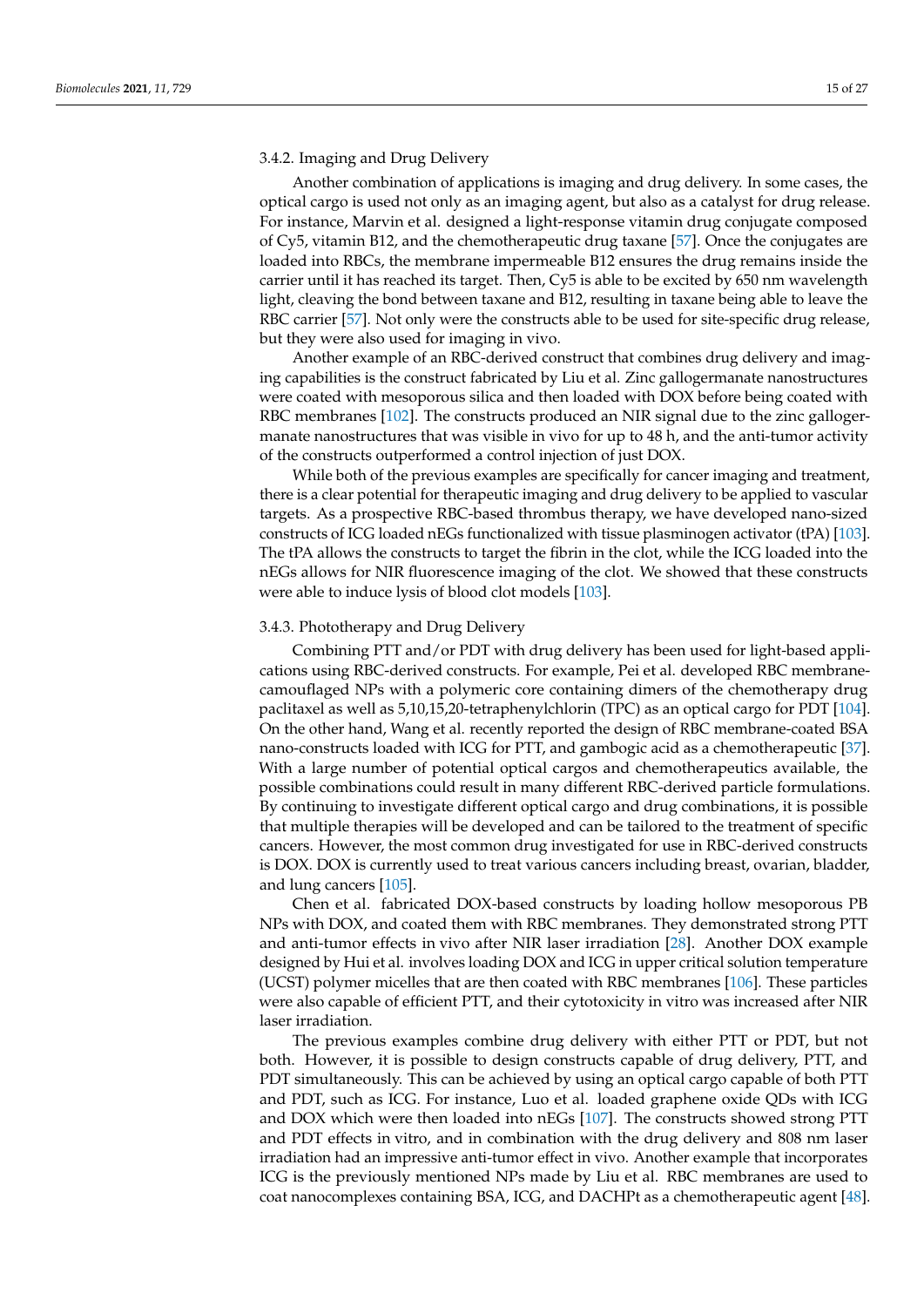### 3.4.2. Imaging and Drug Delivery

Another combination of applications is imaging and drug delivery. In some cases, the optical cargo is used not only as an imaging agent, but also as a catalyst for drug release. For instance, Marvin et al. designed a light-response vitamin drug conjugate composed of Cy5, vitamin B12, and the chemotherapeutic drug taxane [57]. Once the conjugates are loaded into RBCs, the membrane impermeable B12 ensures the drug remains inside the carrier until it has reached its target. Then, Cy5 is able to be excited by 650 nm wavelength light, cleaving the bond between taxane and B12, resulting in taxane being able to leave the RBC carrier [57]. Not only were the constructs able to be used for site-specific drug release, but they were also used for imaging in vivo.

Another example of an RBC-derived construct that combines drug delivery and imaging capabilities is the construct fabricated by Liu et al. Zinc gallogermanate nanostructures were coated with mesoporous silica and then loaded with DOX before being coated with RBC membranes [102]. The constructs produced an NIR signal due to the zinc gallogermanate nanostructures that was visible in vivo for up to 48 h, and the anti-tumor activity of the constructs outperformed a control injection of just DOX.

While both of the previous examples are specifically for cancer imaging and treatment, there is a clear potential for therapeutic imaging and drug delivery to be applied to vascular targets. As a prospective RBC-based thrombus therapy, we have developed nano-sized constructs of ICG loaded nEGs functionalized with tissue plasminogen activator (tPA) [103]. The tPA allows the constructs to target the fibrin in the clot, while the ICG loaded into the nEGs allows for NIR fluorescence imaging of the clot. We showed that these constructs were able to induce lysis of blood clot models [103].

### 3.4.3. Phototherapy and Drug Delivery

Combining PTT and/or PDT with drug delivery has been used for light-based applications using RBC-derived constructs. For example, Pei et al. developed RBC membrane-camouflaged NPs with a polymeric core containing dimers of the chemotherapy drug paclitaxel as well as 5,10,15,20-tetraphenylchlorin (TPC) as an optical cargo for PDT [104]. On the other hand, Wang et al. recently reported the design of RBC membrane-coated BSA nano-constructs loaded with ICG for PTT, and gambogic acid as a chemotherapeutic [37]. With a large number of potential optical cargos and chemotherapeutics available, the possible combinations could result in many different RBC-derived particle formulations. By continuing to investigate different optical cargo and drug combinations, it is possible that multiple therapies will be developed and can be tailored to the treatment of specific cancers. However, the most common drug investigated for use in RBC-derived constructs is DOX. DOX is currently used to treat various cancers including breast, ovarian, bladder, and lung cancers [105].

Chen et al. fabricated DOX-based constructs by loading hollow mesoporous PB NPs with DOX, and coated them with RBC membranes. They demonstrated strong PTT and anti-tumor effects in vivo after NIR laser irradiation [28]. Another DOX example designed by Hui et al. involves loading DOX and ICG in upper critical solution temperature (UCST) polymer micelles that are then coated with RBC membranes [106]. These particles were also capable of efficient PTT, and their cytotoxicity in vitro was increased after NIR laser irradiation.

The previous examples combine drug delivery with either PTT or PDT, but not both. However, it is possible to design constructs capable of drug delivery, PTT, and PDT simultaneously. This can be achieved by using an optical cargo capable of both PTT and PDT, such as ICG. For instance, Luo et al. loaded graphene oxide QDs with ICG and DOX which were then loaded into nEGs [107]. The constructs showed strong PTT and PDT effects in vitro, and in combination with the drug delivery and 808 nm laser irradiation had an impressive anti-tumor effect in vivo. Another example that incorporates ICG is the previously mentioned NPs made by Liu et al. RBC membranes are used to coat nanocomplexes containing BSA, ICG, and DACHPt as a chemotherapeutic agent [48].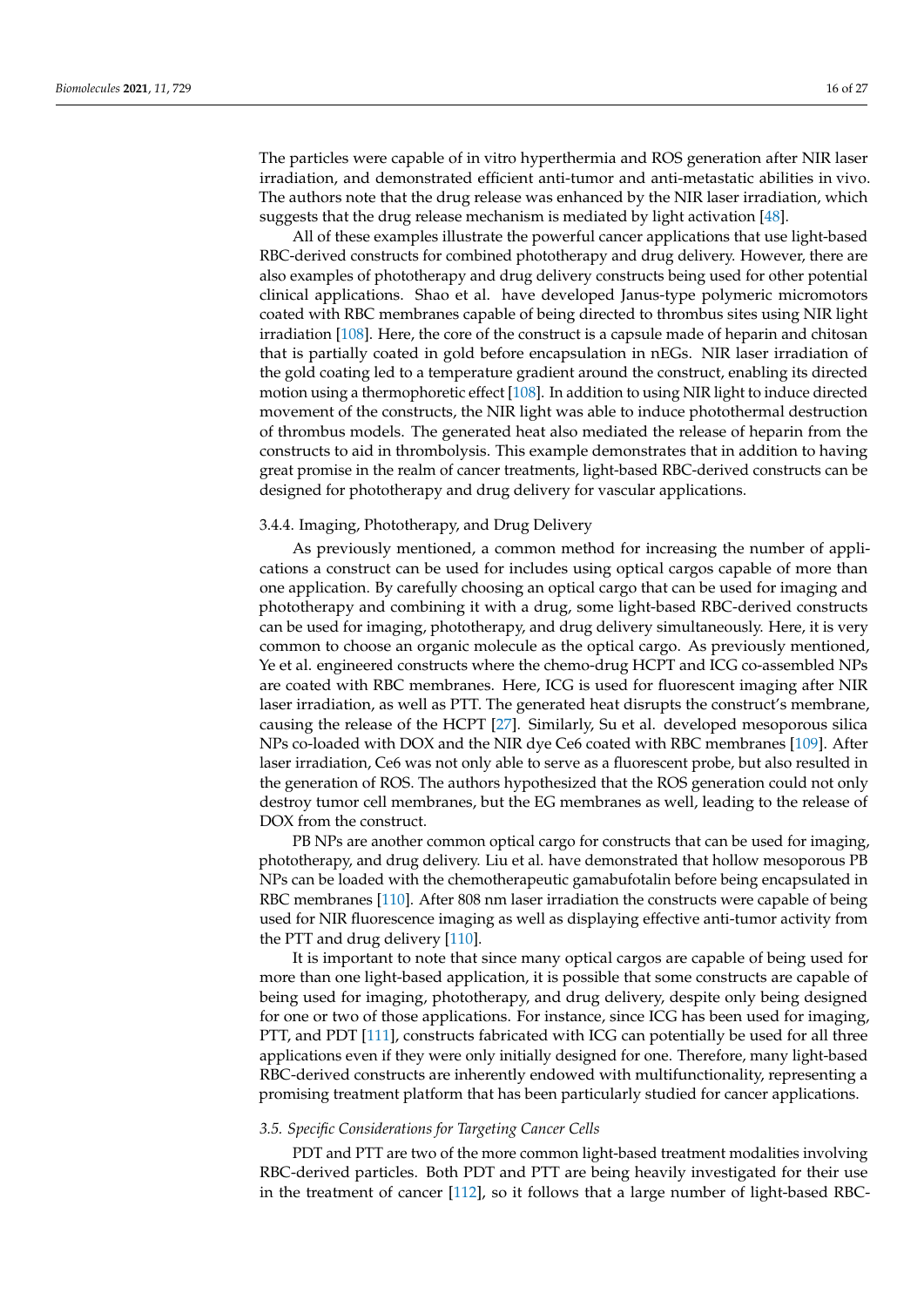The particles were capable of in vitro hyperthermia and ROS generation after NIR laser irradiation, and demonstrated efficient anti-tumor and anti-metastatic abilities in vivo. The authors note that the drug release was enhanced by the NIR laser irradiation, which suggests that the drug release mechanism is mediated by light activation [48].

All of these examples illustrate the powerful cancer applications that use light-based RBC-derived constructs for combined phototherapy and drug delivery. However, there are also examples of phototherapy and drug delivery constructs being used for other potential clinical applications. Shao et al. have developed Janus-type polymeric micromotors coated with RBC membranes capable of being directed to thrombus sites using NIR light irradiation [108]. Here, the core of the construct is a capsule made of heparin and chitosan that is partially coated in gold before encapsulation in nEGs. NIR laser irradiation of the gold coating led to a temperature gradient around the construct, enabling its directed motion using a thermophoretic effect [108]. In addition to using NIR light to induce directed movement of the constructs, the NIR light was able to induce photothermal destruction of thrombus models. The generated heat also mediated the release of heparin from the constructs to aid in thrombolysis. This example demonstrates that in addition to having great promise in the realm of cancer treatments, light-based RBC-derived constructs can be designed for phototherapy and drug delivery for vascular applications.

#### 3.4.4. Imaging, Phototherapy, and Drug Delivery

As previously mentioned, a common method for increasing the number of applications a construct can be used for includes using optical cargos capable of more than one application. By carefully choosing an optical cargo that can be used for imaging and phototherapy and combining it with a drug, some light-based RBC-derived constructs can be used for imaging, phototherapy, and drug delivery simultaneously. Here, it is very common to choose an organic molecule as the optical cargo. As previously mentioned, Ye et al. engineered constructs where the chemo-drug HCPT and ICG co-assembled NPs are coated with RBC membranes. Here, ICG is used for fluorescent imaging after NIR laser irradiation, as well as PTT. The generated heat disrupts the construct's membrane, causing the release of the HCPT [27]. Similarly, Su et al. developed mesoporous silica NPs co-loaded with DOX and the NIR dye Ce6 coated with RBC membranes [109]. After laser irradiation, Ce6 was not only able to serve as a fluorescent probe, but also resulted in the generation of ROS. The authors hypothesized that the ROS generation could not only destroy tumor cell membranes, but the EG membranes as well, leading to the release of DOX from the construct.

PB NPs are another common optical cargo for constructs that can be used for imaging, phototherapy, and drug delivery. Liu et al. have demonstrated that hollow mesoporous PB NPs can be loaded with the chemotherapeutic gamabufotalin before being encapsulated in RBC membranes [110]. After 808 nm laser irradiation the constructs were capable of being used for NIR fluorescence imaging as well as displaying effective anti-tumor activity from the PTT and drug delivery [110].

It is important to note that since many optical cargos are capable of being used for more than one light-based application, it is possible that some constructs are capable of being used for imaging, phototherapy, and drug delivery, despite only being designed for one or two of those applications. For instance, since ICG has been used for imaging, PTT, and PDT [111], constructs fabricated with ICG can potentially be used for all three applications even if they were only initially designed for one. Therefore, many light-based RBC-derived constructs are inherently endowed with multifunctionality, representing a promising treatment platform that has been particularly studied for cancer applications.

### *3.5. Specific Considerations for Targeting Cancer Cells*

PDT and PTT are two of the more common light-based treatment modalities involving RBC-derived particles. Both PDT and PTT are being heavily investigated for their use in the treatment of cancer [112], so it follows that a large number of light-based RBC-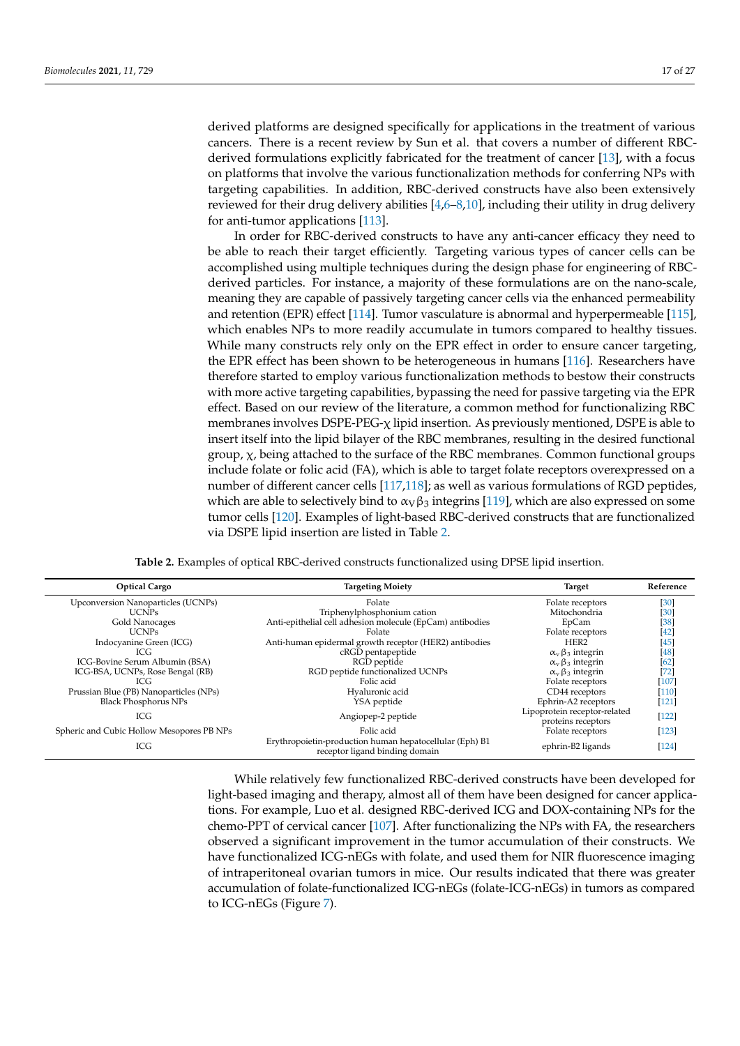derived platforms are designed specifically for applications in the treatment of various cancers. There is a recent review by Sun et al. that covers a number of different RBC-derived formulations explicitly fabricated for the treatment of cancer [13], with a focus on platforms that involve the various functionalization methods for conferring NPs with targeting capabilities. In addition, RBC-derived constructs have also been extensively reviewed for their drug delivery abilities [4,6–8,10], including their utility in drug delivery for anti-tumor applications [113].

In order for RBC-derived constructs to have any anti-cancer efficacy they need to be able to reach their target efficiently. Targeting various types of cancer cells can be accomplished using multiple techniques during the design phase for engineering of RBC-derived particles. For instance, a majority of these formulations are on the nano-scale, meaning they are capable of passively targeting cancer cells via the enhanced permeability and retention (EPR) effect [114]. Tumor vasculature is abnormal and hyperpermeable [115], which enables NPs to more readily accumulate in tumors compared to healthy tissues. While many constructs rely only on the EPR effect in order to ensure cancer targeting, the EPR effect has been shown to be heterogeneous in humans [116]. Researchers have therefore started to employ various functionalization methods to bestow their constructs with more active targeting capabilities, bypassing the need for passive targeting via the EPR effect. Based on our review of the literature, a common method for functionalizing RBC membranes involves DSPE-PEG-$\chi$ lipid insertion. As previously mentioned, DSPE is able to insert itself into the lipid bilayer of the RBC membranes, resulting in the desired functional group, $\chi$, being attached to the surface of the RBC membranes. Common functional groups include folate or folic acid (FA), which is able to target folate receptors overexpressed on a number of different cancer cells [117,118]; as well as various formulations of RGD peptides, which are able to selectively bind to $\alpha_V\beta_3$ integrins [119], which are also expressed on some tumor cells [120]. Examples of light-based RBC-derived constructs that are functionalized via DSPE lipid insertion are listed in Table 2.

**Table 2.** Examples of optical RBC-derived constructs functionalized using DPSE lipid insertion.

| Optical Cargo | Targeting Moiety | Target | Reference |
|---|---|---|---|
| Upconversion Nanoparticles (UCNPs) | Folate | Folate receptors | [30] |
| UCNPs | Triphenylphosphonium cation | Mitochondria | [30] |
| Gold Nanocages | Anti-epithelial cell adhesion molecule (EpCam) antibodies | EpCam | [38] |
| UCNPs | Folate | Folate receptors | [42] |
| Indocyanine Green (ICG) | Anti-human epidermal growth receptor (HER2) antibodies | HER2 | [45] |
| ICG | cRGD pentapeptide | $\alpha_v\beta_3$ integrin | [48] |
| ICG-Bovine Serum Albumin (BSA) | RGD peptide | $\alpha_v\beta_3$ integrin | [62] |
| ICG-BSA, UCNPs, Rose Bengal (RB) | RGD peptide functionalized UCNPs | $\alpha_v\beta_3$ integrin | [72] |
| ICG | Folic acid | Folate receptors | [107] |
| Prussian Blue (PB) Nanoparticles (NPs) | Hyaluronic acid | CD44 receptors | [110] |
| Black Phosphorus NPs | YSA peptide | Ephrin-A2 receptors | [121] |
| ICG | Angiopep-2 peptide | Lipoprotein receptor-related proteins receptors | [122] |
| Spheric and Cubic Hollow Mesopores PB NPs | Folic acid | Folate receptors | [123] |
| ICG | Erythropoietin-production human hepatocellular (Eph) B1 receptor ligand binding domain | ephrin-B2 ligands | [124] |

While relatively few functionalized RBC-derived constructs have been developed for light-based imaging and therapy, almost all of them have been designed for cancer applications. For example, Luo et al. designed RBC-derived ICG and DOX-containing NPs for the chemo-PPT of cervical cancer [107]. After functionalizing the NPs with FA, the researchers observed a significant improvement in the tumor accumulation of their constructs. We have functionalized ICG-nEGs with folate, and used them for NIR fluorescence imaging of intraperitoneal ovarian tumors in mice. Our results indicated that there was greater accumulation of folate-functionalized ICG-nEGs (folate-ICG-nEGs) in tumors as compared to ICG-nEGs (Figure 7).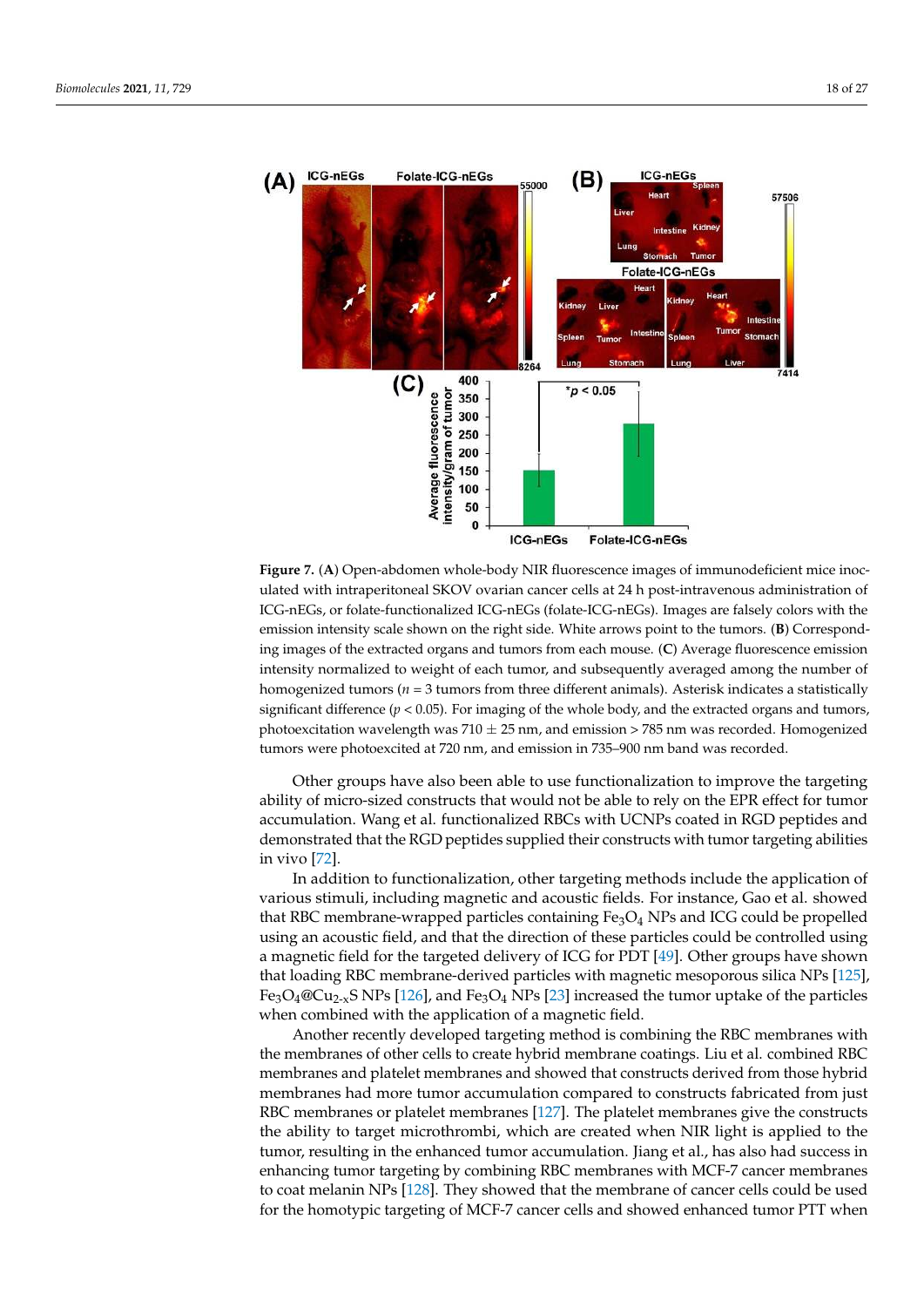**Figure 7.** (**A**) Open-abdomen whole-body NIR fluorescence images of immunodeficient mice inoculated with intraperitoneal SKOV ovarian cancer cells at 24 h post-intravenous administration of ICG-nEGs, or folate-functionalized ICG-nEGs (folate-ICG-nEGs). Images are falsely colors with the emission intensity scale shown on the right side. White arrows point to the tumors. (**B**) Corresponding images of the extracted organs and tumors from each mouse. (**C**) Average fluorescence emission intensity normalized to weight of each tumor, and subsequently averaged among the number of homogenized tumors ($n = 3$ tumors from three different animals). Asterisk indicates a statistically significant difference ($p < 0.05$). For imaging of the whole body, and the extracted organs and tumors, photoexcitation wavelength was $710 \pm 25$ nm, and emission > 785 nm was recorded. Homogenized tumors were photoexcited at 720 nm, and emission in 735–900 nm band was recorded.

Other groups have also been able to use functionalization to improve the targeting ability of micro-sized constructs that would not be able to rely on the EPR effect for tumor accumulation. Wang et al. functionalized RBCs with UCNPs coated in RGD peptides and demonstrated that the RGD peptides supplied their constructs with tumor targeting abilities in vivo [72].

In addition to functionalization, other targeting methods include the application of various stimuli, including magnetic and acoustic fields. For instance, Gao et al. showed that RBC membrane-wrapped particles containing $Fe_3O_4$ NPs and ICG could be propelled using an acoustic field, and that the direction of these particles could be controlled using a magnetic field for the targeted delivery of ICG for PDT [49]. Other groups have shown that loading RBC membrane-derived particles with magnetic mesoporous silica NPs [125], $Fe_3O_4@Cu_{2-x}S$ NPs [126], and $Fe_3O_4$ NPs [23] increased the tumor uptake of the particles when combined with the application of a magnetic field.

Another recently developed targeting method is combining the RBC membranes with the membranes of other cells to create hybrid membrane coatings. Liu et al. combined RBC membranes and platelet membranes and showed that constructs derived from those hybrid membranes had more tumor accumulation compared to constructs fabricated from just RBC membranes or platelet membranes [127]. The platelet membranes give the constructs the ability to target microthrombi, which are created when NIR light is applied to the tumor, resulting in the enhanced tumor accumulation. Jiang et al., has also had success in enhancing tumor targeting by combining RBC membranes with MCF-7 cancer membranes to coat melanin NPs [128]. They showed that the membrane of cancer cells could be used for the homotypic targeting of MCF-7 cancer cells and showed enhanced tumor PTT when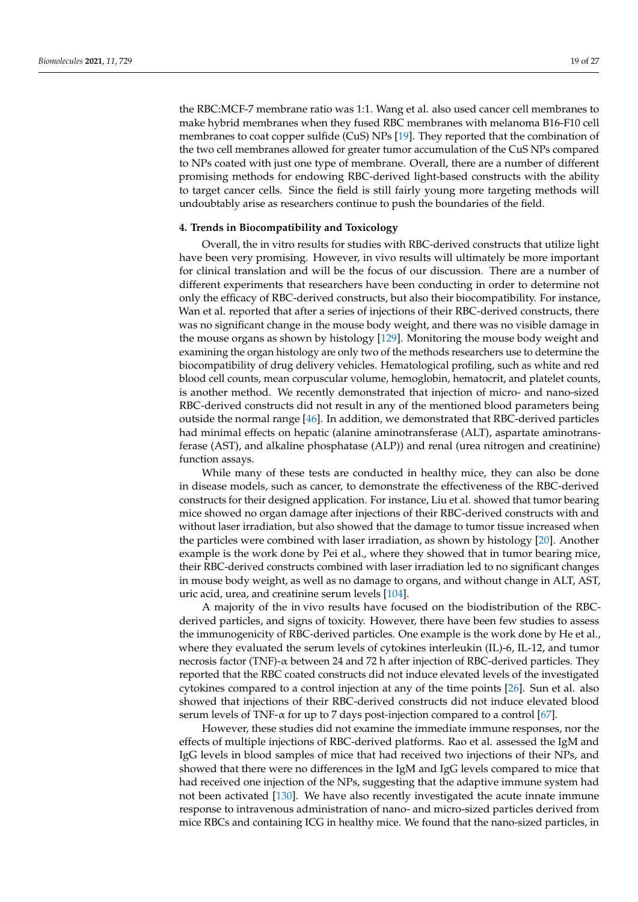the RBC:MCF-7 membrane ratio was 1:1. Wang et al. also used cancer cell membranes to make hybrid membranes when they fused RBC membranes with melanoma B16-F10 cell membranes to coat copper sulfide (CuS) NPs [19]. They reported that the combination of the two cell membranes allowed for greater tumor accumulation of the CuS NPs compared to NPs coated with just one type of membrane. Overall, there are a number of different promising methods for endowing RBC-derived light-based constructs with the ability to target cancer cells. Since the field is still fairly young more targeting methods will undoubtably arise as researchers continue to push the boundaries of the field.

## 4. Trends in Biocompatibility and Toxicology

Overall, the in vitro results for studies with RBC-derived constructs that utilize light have been very promising. However, in vivo results will ultimately be more important for clinical translation and will be the focus of our discussion. There are a number of different experiments that researchers have been conducting in order to determine not only the efficacy of RBC-derived constructs, but also their biocompatibility. For instance, Wan et al. reported that after a series of injections of their RBC-derived constructs, there was no significant change in the mouse body weight, and there was no visible damage in the mouse organs as shown by histology [129]. Monitoring the mouse body weight and examining the organ histology are only two of the methods researchers use to determine the biocompatibility of drug delivery vehicles. Hematological profiling, such as white and red blood cell counts, mean corpuscular volume, hemoglobin, hematocrit, and platelet counts, is another method. We recently demonstrated that injection of micro- and nano-sized RBC-derived constructs did not result in any of the mentioned blood parameters being outside the normal range [46]. In addition, we demonstrated that RBC-derived particles had minimal effects on hepatic (alanine aminotransferase (ALT), aspartate aminotransferase (AST), and alkaline phosphatase (ALP)) and renal (urea nitrogen and creatinine) function assays.

While many of these tests are conducted in healthy mice, they can also be done in disease models, such as cancer, to demonstrate the effectiveness of the RBC-derived constructs for their designed application. For instance, Liu et al. showed that tumor bearing mice showed no organ damage after injections of their RBC-derived constructs with and without laser irradiation, but also showed that the damage to tumor tissue increased when the particles were combined with laser irradiation, as shown by histology [20]. Another example is the work done by Pei et al., where they showed that in tumor bearing mice, their RBC-derived constructs combined with laser irradiation led to no significant changes in mouse body weight, as well as no damage to organs, and without change in ALT, AST, uric acid, urea, and creatinine serum levels [104].

A majority of the in vivo results have focused on the biodistribution of the RBC-derived particles, and signs of toxicity. However, there have been few studies to assess the immunogenicity of RBC-derived particles. One example is the work done by He et al., where they evaluated the serum levels of cytokines interleukin (IL)-6, IL-12, and tumor necrosis factor (TNF)-$\alpha$ between 24 and 72 h after injection of RBC-derived particles. They reported that the RBC coated constructs did not induce elevated levels of the investigated cytokines compared to a control injection at any of the time points [26]. Sun et al. also showed that injections of their RBC-derived constructs did not induce elevated blood serum levels of TNF-$\alpha$ for up to 7 days post-injection compared to a control [67].

However, these studies did not examine the immediate immune responses, nor the effects of multiple injections of RBC-derived platforms. Rao et al. assessed the IgM and IgG levels in blood samples of mice that had received two injections of their NPs, and showed that there were no differences in the IgM and IgG levels compared to mice that had received one injection of the NPs, suggesting that the adaptive immune system had not been activated [130]. We have also recently investigated the acute innate immune response to intravenous administration of nano- and micro-sized particles derived from mice RBCs and containing ICG in healthy mice. We found that the nano-sized particles, in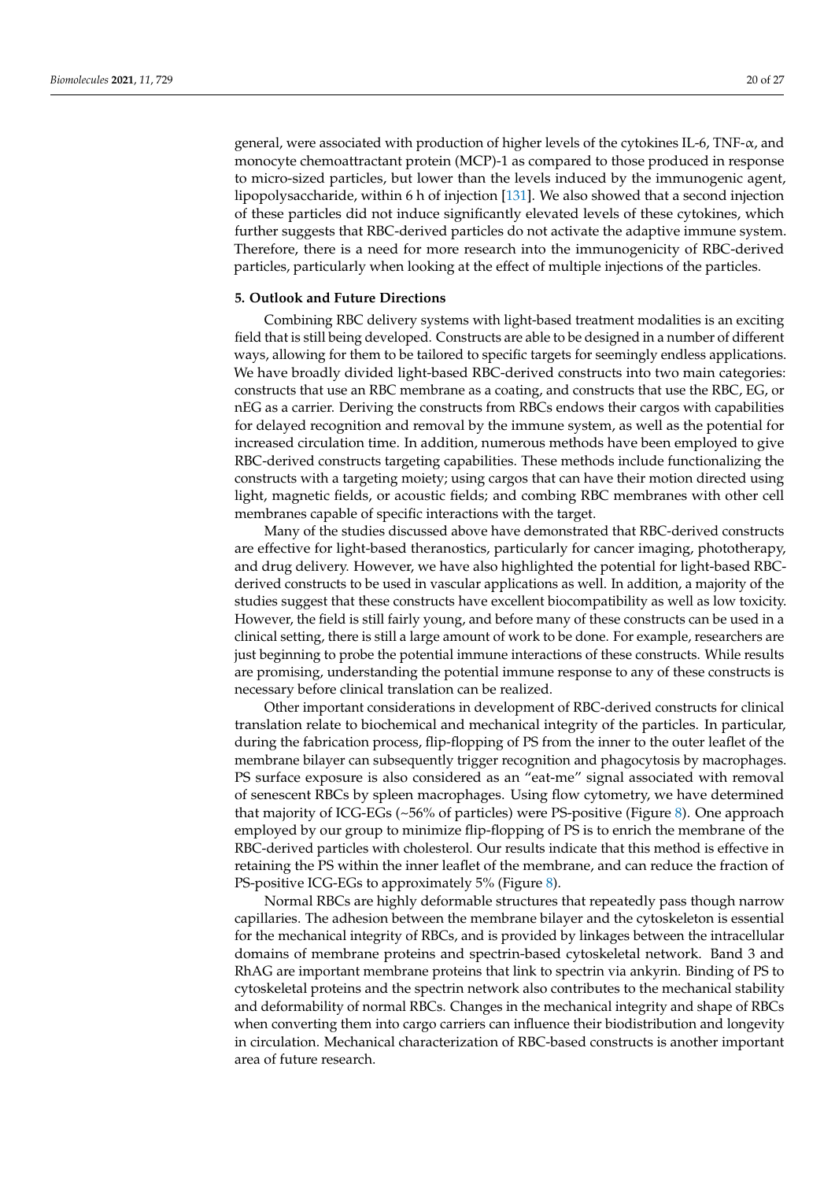general, were associated with production of higher levels of the cytokines IL-6, TNF-α, and monocyte chemoattractant protein (MCP)-1 as compared to those produced in response to micro-sized particles, but lower than the levels induced by the immunogenic agent, lipopolysaccharide, within 6 h of injection [131]. We also showed that a second injection of these particles did not induce significantly elevated levels of these cytokines, which further suggests that RBC-derived particles do not activate the adaptive immune system. Therefore, there is a need for more research into the immunogenicity of RBC-derived particles, particularly when looking at the effect of multiple injections of the particles.

## 5. Outlook and Future Directions

Combining RBC delivery systems with light-based treatment modalities is an exciting field that is still being developed. Constructs are able to be designed in a number of different ways, allowing for them to be tailored to specific targets for seemingly endless applications. We have broadly divided light-based RBC-derived constructs into two main categories: constructs that use an RBC membrane as a coating, and constructs that use the RBC, EG, or nEG as a carrier. Deriving the constructs from RBCs endows their cargos with capabilities for delayed recognition and removal by the immune system, as well as the potential for increased circulation time. In addition, numerous methods have been employed to give RBC-derived constructs targeting capabilities. These methods include functionalizing the constructs with a targeting moiety; using cargos that can have their motion directed using light, magnetic fields, or acoustic fields; and combing RBC membranes with other cell membranes capable of specific interactions with the target.

Many of the studies discussed above have demonstrated that RBC-derived constructs are effective for light-based theranostics, particularly for cancer imaging, phototherapy, and drug delivery. However, we have also highlighted the potential for light-based RBC-derived constructs to be used in vascular applications as well. In addition, a majority of the studies suggest that these constructs have excellent biocompatibility as well as low toxicity. However, the field is still fairly young, and before many of these constructs can be used in a clinical setting, there is still a large amount of work to be done. For example, researchers are just beginning to probe the potential immune interactions of these constructs. While results are promising, understanding the potential immune response to any of these constructs is necessary before clinical translation can be realized.

Other important considerations in development of RBC-derived constructs for clinical translation relate to biochemical and mechanical integrity of the particles. In particular, during the fabrication process, flip-flopping of PS from the inner to the outer leaflet of the membrane bilayer can subsequently trigger recognition and phagocytosis by macrophages. PS surface exposure is also considered as an "eat-me" signal associated with removal of senescent RBCs by spleen macrophages. Using flow cytometry, we have determined that majority of ICG-EGs (~56% of particles) were PS-positive (Figure 8). One approach employed by our group to minimize flip-flopping of PS is to enrich the membrane of the RBC-derived particles with cholesterol. Our results indicate that this method is effective in retaining the PS within the inner leaflet of the membrane, and can reduce the fraction of PS-positive ICG-EGs to approximately 5% (Figure 8).

Normal RBCs are highly deformable structures that repeatedly pass though narrow capillaries. The adhesion between the membrane bilayer and the cytoskeleton is essential for the mechanical integrity of RBCs, and is provided by linkages between the intracellular domains of membrane proteins and spectrin-based cytoskeletal network. Band 3 and RhAG are important membrane proteins that link to spectrin via ankyrin. Binding of PS to cytoskeletal proteins and the spectrin network also contributes to the mechanical stability and deformability of normal RBCs. Changes in the mechanical integrity and shape of RBCs when converting them into cargo carriers can influence their biodistribution and longevity in circulation. Mechanical characterization of RBC-based constructs is another important area of future research.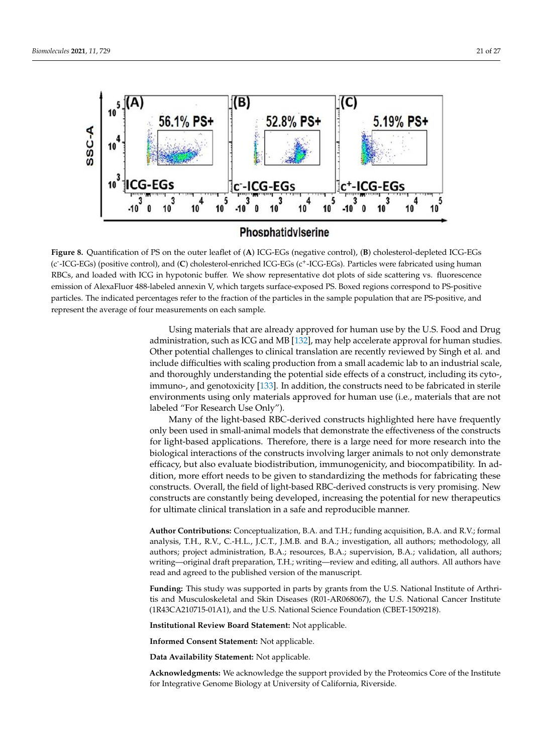**Figure 8.** Quantification of PS on the outer leaflet of (**A**) ICG-EGs (negative control), (**B**) cholesterol-depleted ICG-EGs ($c^-$-ICG-EGs) (positive control), and (**C**) cholesterol-enriched ICG-EGs ($c^+$-ICG-EGs). Particles were fabricated using human RBCs, and loaded with ICG in hypotonic buffer. We show representative dot plots of side scattering vs. fluorescence emission of AlexaFluor 488-labeled annexin V, which targets surface-exposed PS. Boxed regions correspond to PS-positive particles. The indicated percentages refer to the fraction of the particles in the sample population that are PS-positive, and represent the average of four measurements on each sample.

Using materials that are already approved for human use by the U.S. Food and Drug administration, such as ICG and MB [132], may help accelerate approval for human studies. Other potential challenges to clinical translation are recently reviewed by Singh et al. and include difficulties with scaling production from a small academic lab to an industrial scale, and thoroughly understanding the potential side effects of a construct, including its cyto-, immuno-, and genotoxicity [133]. In addition, the constructs need to be fabricated in sterile environments using only materials approved for human use (i.e., materials that are not labeled "For Research Use Only").

Many of the light-based RBC-derived constructs highlighted here have frequently only been used in small-animal models that demonstrate the effectiveness of the constructs for light-based applications. Therefore, there is a large need for more research into the biological interactions of the constructs involving larger animals to not only demonstrate efficacy, but also evaluate biodistribution, immunogenicity, and biocompatibility. In addition, more effort needs to be given to standardizing the methods for fabricating these constructs. Overall, the field of light-based RBC-derived constructs is very promising. New constructs are constantly being developed, increasing the potential for new therapeutics for ultimate clinical translation in a safe and reproducible manner.

**Author Contributions:** Conceptualization, B.A. and T.H.; funding acquisition, B.A. and R.V.; formal analysis, T.H., R.V., C.-H.L., J.C.T., J.M.B. and B.A.; investigation, all authors; methodology, all authors; project administration, B.A.; resources, B.A.; supervision, B.A.; validation, all authors; writing—original draft preparation, T.H.; writing—review and editing, all authors. All authors have read and agreed to the published version of the manuscript.

**Funding:** This study was supported in parts by grants from the U.S. National Institute of Arthritis and Musculoskeletal and Skin Diseases (R01-AR068067), the U.S. National Cancer Institute (1R43CA210715-01A1), and the U.S. National Science Foundation (CBET-1509218).

**Institutional Review Board Statement:** Not applicable.

**Informed Consent Statement:** Not applicable.

**Data Availability Statement:** Not applicable.

**Acknowledgments:** We acknowledge the support provided by the Proteomics Core of the Institute for Integrative Genome Biology at University of California, Riverside.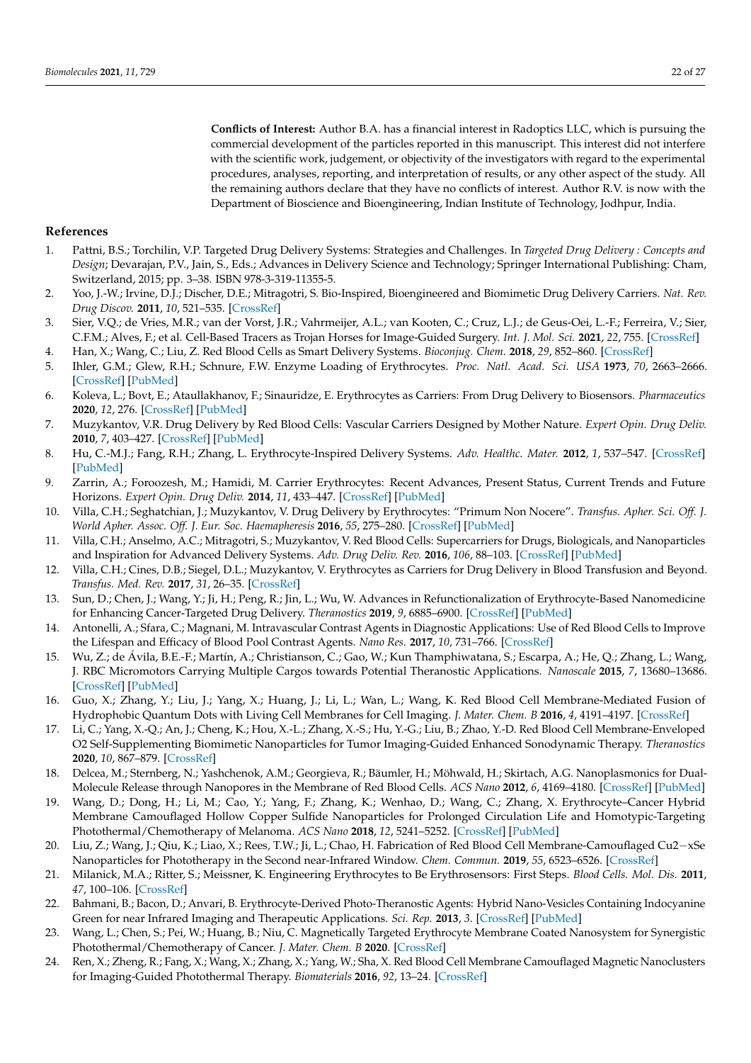**Conflicts of Interest:** Author B.A. has a financial interest in Radoptics LLC, which is pursuing the commercial development of the particles reported in this manuscript. This interest did not interfere with the scientific work, judgement, or objectivity of the investigators with regard to the experimental procedures, analyses, reporting, and interpretation of results, or any other aspect of the study. All the remaining authors declare that they have no conflicts of interest. Author R.V. is now with the Department of Bioscience and Bioengineering, Indian Institute of Technology, Jodhpur, India.

## References

1. Pattni, B.S.; Torchilin, V.P. Targeted Drug Delivery Systems: Strategies and Challenges. In *Targeted Drug Delivery : Concepts and Design*; Devarajan, P.V., Jain, S., Eds.; Advances in Delivery Science and Technology; Springer International Publishing: Cham, Switzerland, 2015; pp. 3–38. ISBN 978-3-319-11355-5.
2. Yoo, J.-W.; Irvine, D.J.; Discher, D.E.; Mitragotri, S. Bio-Inspired, Bioengineered and Biomimetic Drug Delivery Carriers. *Nat. Rev. Drug Discov.* **2011**, *10*, 521–535. [CrossRef]
3. Sier, V.Q.; de Vries, M.R.; van der Vorst, J.R.; Vahrmeijer, A.L.; van Kooten, C.; Cruz, L.J.; de Geus-Oei, L.-F.; Ferreira, V.; Sier, C.F.M.; Alves, F.; et al. Cell-Based Tracers as Trojan Horses for Image-Guided Surgery. *Int. J. Mol. Sci.* **2021**, *22*, 755. [CrossRef]
4. Han, X.; Wang, C.; Liu, Z. Red Blood Cells as Smart Delivery Systems. *Bioconjug. Chem.* **2018**, *29*, 852–860. [CrossRef]
5. Ihler, G.M.; Glew, R.H.; Schnure, F.W. Enzyme Loading of Erythrocytes. *Proc. Natl. Acad. Sci. USA* **1973**, *70*, 2663–2666. [CrossRef] [PubMed]
6. Koleva, L.; Bovt, E.; Ataullakhanov, F.; Sinauridze, E. Erythrocytes as Carriers: From Drug Delivery to Biosensors. *Pharmaceutics* **2020**, *12*, 276. [CrossRef] [PubMed]
7. Muzykantov, V.R. Drug Delivery by Red Blood Cells: Vascular Carriers Designed by Mother Nature. *Expert Opin. Drug Deliv.* **2010**, *7*, 403–427. [CrossRef] [PubMed]
8. Hu, C.-M.J.; Fang, R.H.; Zhang, L. Erythrocyte-Inspired Delivery Systems. *Adv. Healthc. Mater.* **2012**, *1*, 537–547. [CrossRef] [PubMed]
9. Zarrin, A.; Foroozesh, M.; Hamidi, M. Carrier Erythrocytes: Recent Advances, Present Status, Current Trends and Future Horizons. *Expert Opin. Drug Deliv.* **2014**, *11*, 433–447. [CrossRef] [PubMed]
10. Villa, C.H.; Seghatchian, J.; Muzykantov, V. Drug Delivery by Erythrocytes: "Primum Non Nocere". *Transfus. Apher. Sci. Off. J. World Apher. Assoc. Off. J. Eur. Soc. Haemapheresis* **2016**, *55*, 275–280. [CrossRef] [PubMed]
11. Villa, C.H.; Anselmo, A.C.; Mitragotri, S.; Muzykantov, V. Red Blood Cells: Supercarriers for Drugs, Biologicals, and Nanoparticles and Inspiration for Advanced Delivery Systems. *Adv. Drug Deliv. Rev.* **2016**, *106*, 88–103. [CrossRef] [PubMed]
12. Villa, C.H.; Cines, D.B.; Siegel, D.L.; Muzykantov, V. Erythrocytes as Carriers for Drug Delivery in Blood Transfusion and Beyond. *Transfus. Med. Rev.* **2017**, *31*, 26–35. [CrossRef]
13. Sun, D.; Chen, J.; Wang, Y.; Ji, H.; Peng, R.; Jin, L.; Wu, W. Advances in Refunctionalization of Erythrocyte-Based Nanomedicine for Enhancing Cancer-Targeted Drug Delivery. *Theranostics* **2019**, *9*, 6885–6900. [CrossRef] [PubMed]
14. Antonelli, A.; Sfara, C.; Magnani, M. Intravascular Contrast Agents in Diagnostic Applications: Use of Red Blood Cells to Improve the Lifespan and Efficacy of Blood Pool Contrast Agents. *Nano Res.* **2017**, *10*, 731–766. [CrossRef]
15. Wu, Z.; de Ávila, B.E.-F.; Martín, A.; Christianson, C.; Gao, W.; Kun Thamphiwatana, S.; Escarpa, A.; He, Q.; Zhang, L.; Wang, J. RBC Micromotors Carrying Multiple Cargos towards Potential Theranostic Applications. *Nanoscale* **2015**, *7*, 13680–13686. [CrossRef] [PubMed]
16. Guo, X.; Zhang, Y.; Liu, J.; Yang, X.; Huang, J.; Li, L.; Wan, L.; Wang, K. Red Blood Cell Membrane-Mediated Fusion of Hydrophobic Quantum Dots with Living Cell Membranes for Cell Imaging. *J. Mater. Chem. B* **2016**, *4*, 4191–4197. [CrossRef]
17. Li, C.; Yang, X.-Q.; An, J.; Cheng, K.; Hou, X.-L.; Zhang, X.-S.; Hu, Y.-G.; Liu, B.; Zhao, Y.-D. Red Blood Cell Membrane-Enveloped O2 Self-Supplementing Biomimetic Nanoparticles for Tumor Imaging-Guided Enhanced Sonodynamic Therapy. *Theranostics* **2020**, *10*, 867–879. [CrossRef]
18. Delcea, M.; Sternberg, N.; Yashchenok, A.M.; Georgieva, R.; Bäumler, H.; Möhwald, H.; Skirtach, A.G. Nanoplasmonics for Dual-Molecule Release through Nanopores in the Membrane of Red Blood Cells. *ACS Nano* **2012**, *6*, 4169–4180. [CrossRef] [PubMed]
19. Wang, D.; Dong, H.; Li, M.; Cao, Y.; Yang, F.; Zhang, K.; Wenhao, D.; Wang, C.; Zhang, X. Erythrocyte–Cancer Hybrid Membrane Camouflaged Hollow Copper Sulfide Nanoparticles for Prolonged Circulation Life and Homotypic-Targeting Photothermal/Chemotherapy of Melanoma. *ACS Nano* **2018**, *12*, 5241–5252. [CrossRef] [PubMed]
20. Liu, Z.; Wang, J.; Qiu, K.; Liao, X.; Rees, T.W.; Ji, L.; Chao, H. Fabrication of Red Blood Cell Membrane-Camouflaged Cu2−xSe Nanoparticles for Phototherapy in the Second near-Infrared Window. *Chem. Commun.* **2019**, *55*, 6523–6526. [CrossRef]
21. Milanick, M.A.; Ritter, S.; Meissner, K. Engineering Erythrocytes to Be Erythrosensors: First Steps. *Blood Cells. Mol. Dis.* **2011**, *47*, 100–106. [CrossRef]
22. Bahmani, B.; Bacon, D.; Anvari, B. Erythrocyte-Derived Photo-Theranostic Agents: Hybrid Nano-Vesicles Containing Indocyanine Green for near Infrared Imaging and Therapeutic Applications. *Sci. Rep.* **2013**, *3*. [CrossRef] [PubMed]
23. Wang, L.; Chen, S.; Pei, W.; Huang, B.; Niu, C. Magnetically Targeted Erythrocyte Membrane Coated Nanosystem for Synergistic Photothermal/Chemotherapy of Cancer. *J. Mater. Chem. B* **2020**. [CrossRef]
24. Ren, X.; Zheng, R.; Fang, X.; Wang, X.; Zhang, X.; Yang, W.; Sha, X. Red Blood Cell Membrane Camouflaged Magnetic Nanoclusters for Imaging-Guided Photothermal Therapy. *Biomaterials* **2016**, *92*, 13–24. [CrossRef]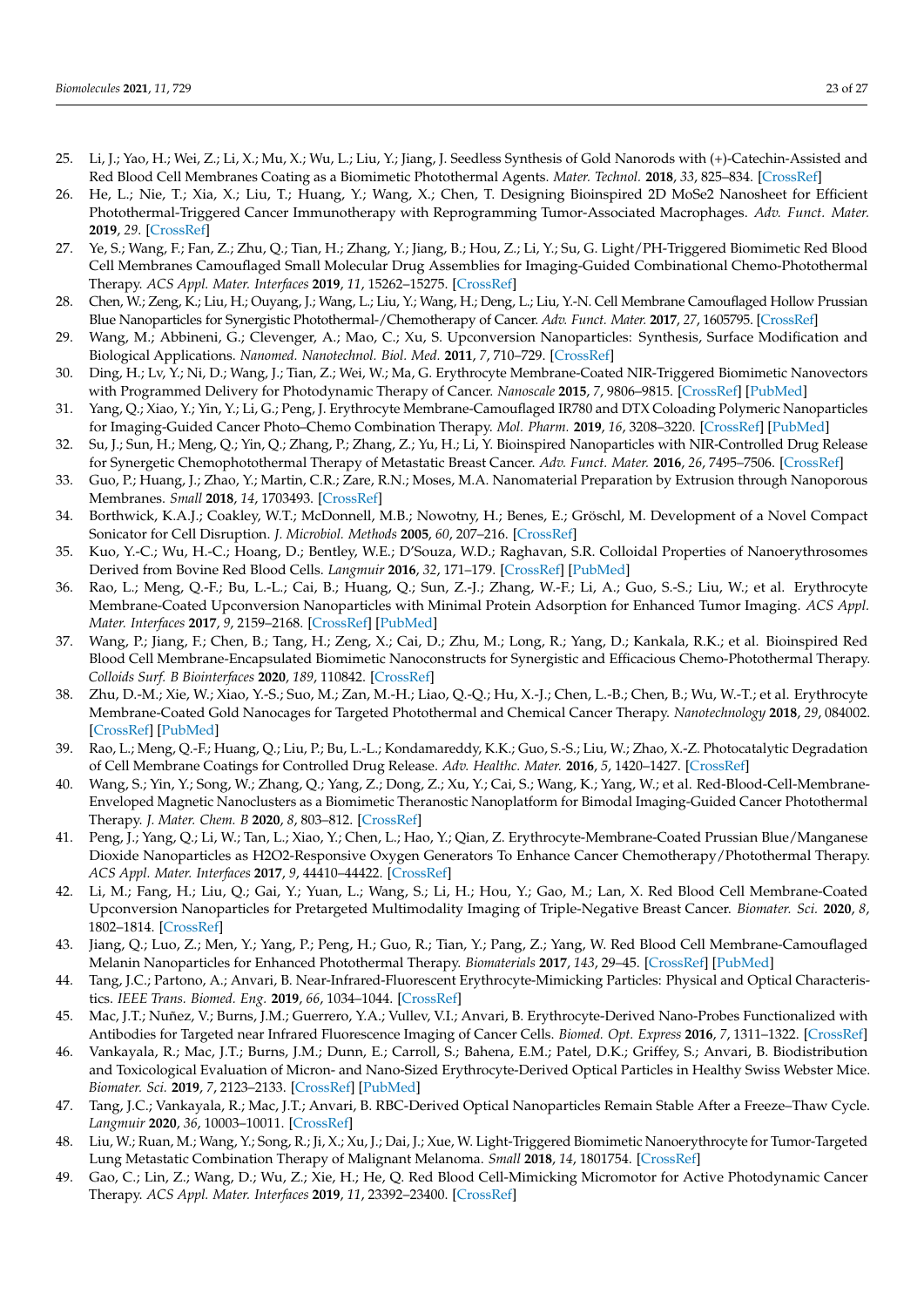25. Li, J.; Yao, H.; Wei, Z.; Li, X.; Mu, X.; Wu, L.; Liu, Y.; Jiang, J. Seedless Synthesis of Gold Nanorods with (+)-Catechin-Assisted and Red Blood Cell Membranes Coating as a Biomimetic Photothermal Agents. *Mater. Technol.* **2018**, *33*, 825–834. [CrossRef]
26. He, L.; Nie, T.; Xia, X.; Liu, T.; Huang, Y.; Wang, X.; Chen, T. Designing Bioinspired 2D MoSe2 Nanosheet for Efficient Photothermal-Triggered Cancer Immunotherapy with Reprogramming Tumor-Associated Macrophages. *Adv. Funct. Mater.* **2019**, *29*. [CrossRef]
27. Ye, S.; Wang, F.; Fan, Z.; Zhu, Q.; Tian, H.; Zhang, Y.; Jiang, B.; Hou, Z.; Li, Y.; Su, G. Light/PH-Triggered Biomimetic Red Blood Cell Membranes Camouflaged Small Molecular Drug Assemblies for Imaging-Guided Combinational Chemo-Photothermal Therapy. *ACS Appl. Mater. Interfaces* **2019**, *11*, 15262–15275. [CrossRef]
28. Chen, W.; Zeng, K.; Liu, H.; Ouyang, J.; Wang, L.; Liu, Y.; Wang, H.; Deng, L.; Liu, Y.-N. Cell Membrane Camouflaged Hollow Prussian Blue Nanoparticles for Synergistic Photothermal-/Chemotherapy of Cancer. *Adv. Funct. Mater.* **2017**, *27*, 1605795. [CrossRef]
29. Wang, M.; Abbineni, G.; Clevenger, A.; Mao, C.; Xu, S. Upconversion Nanoparticles: Synthesis, Surface Modification and Biological Applications. *Nanomed. Nanotechnol. Biol. Med.* **2011**, *7*, 710–729. [CrossRef]
30. Ding, H.; Lv, Y.; Ni, D.; Wang, J.; Tian, Z.; Wei, W.; Ma, G. Erythrocyte Membrane-Coated NIR-Triggered Biomimetic Nanovectors with Programmed Delivery for Photodynamic Therapy of Cancer. *Nanoscale* **2015**, *7*, 9806–9815. [CrossRef] [PubMed]
31. Yang, Q.; Xiao, Y.; Yin, Y.; Li, G.; Peng, J. Erythrocyte Membrane-Camouflaged IR780 and DTX Coloading Polymeric Nanoparticles for Imaging-Guided Cancer Photo–Chemo Combination Therapy. *Mol. Pharm.* **2019**, *16*, 3208–3220. [CrossRef] [PubMed]
32. Su, J.; Sun, H.; Meng, Q.; Yin, Q.; Zhang, P.; Zhang, Z.; Yu, H.; Li, Y. Bioinspired Nanoparticles with NIR-Controlled Drug Release for Synergistic Chemophotothermal Therapy of Metastatic Breast Cancer. *Adv. Funct. Mater.* **2016**, *26*, 7495–7506. [CrossRef]
33. Guo, P.; Huang, J.; Zhao, Y.; Martin, C.R.; Zare, R.N.; Moses, M.A. Nanomaterial Preparation by Extrusion through Nanoporous Membranes. *Small* **2018**, *14*, 1703493. [CrossRef]
34. Borthwick, K.A.J.; Coakley, W.T.; McDonnell, M.B.; Nowotny, H.; Benes, E.; Gröschl, M. Development of a Novel Compact Sonicator for Cell Disruption. *J. Microbiol. Methods* **2005**, *60*, 207–216. [CrossRef]
35. Kuo, Y.-C.; Wu, H.-C.; Hoang, D.; Bentley, W.E.; D'Souza, W.D.; Raghavan, S.R. Colloidal Properties of Nanoerythrosomes Derived from Bovine Red Blood Cells. *Langmuir* **2016**, *32*, 171–179. [CrossRef] [PubMed]
36. Rao, L.; Meng, Q.-F.; Bu, L.-L.; Cai, B.; Huang, Q.; Sun, Z.-J.; Zhang, W.-F.; Li, A.; Guo, S.-S.; Liu, W.; et al. Erythrocyte Membrane-Coated Upconversion Nanoparticles with Minimal Protein Adsorption for Enhanced Tumor Imaging. *ACS Appl. Mater. Interfaces* **2017**, *9*, 2159–2168. [CrossRef] [PubMed]
37. Wang, P.; Jiang, F.; Chen, B.; Tang, H.; Zeng, X.; Cai, D.; Zhu, M.; Long, R.; Yang, D.; Kankala, R.K.; et al. Bioinspired Red Blood Cell Membrane-Encapsulated Biomimetic Nanoconstructs for Synergistic and Efficacious Chemo-Photothermal Therapy. *Colloids Surf. B Biointerfaces* **2020**, *189*, 110842. [CrossRef]
38. Zhu, D.-M.; Xie, W.; Xiao, Y.-S.; Suo, M.; Zan, M.-H.; Liao, Q.-Q.; Hu, X.-J.; Chen, L.-B.; Chen, B.; Wu, W.-T.; et al. Erythrocyte Membrane-Coated Gold Nanocages for Targeted Photothermal and Chemical Cancer Therapy. *Nanotechnology* **2018**, *29*, 084002. [CrossRef] [PubMed]
39. Rao, L.; Meng, Q.-F.; Huang, Q.; Liu, P.; Bu, L.-L.; Kondamareddy, K.K.; Guo, S.-S.; Liu, W.; Zhao, X.-Z. Photocatalytic Degradation of Cell Membrane Coatings for Controlled Drug Release. *Adv. Healthc. Mater.* **2016**, *5*, 1420–1427. [CrossRef]
40. Wang, S.; Yin, Y.; Song, W.; Zhang, Q.; Yang, Z.; Dong, Z.; Xu, Y.; Cai, S.; Wang, K.; Yang, W.; et al. Red-Blood-Cell-Membrane-Enveloped Magnetic Nanoclusters as a Biomimetic Theranostic Nanoplatform for Bimodal Imaging-Guided Cancer Photothermal Therapy. *J. Mater. Chem. B* **2020**, *8*, 803–812. [CrossRef]
41. Peng, J.; Yang, Q.; Li, W.; Tan, L.; Xiao, Y.; Chen, L.; Hao, Y.; Qian, Z. Erythrocyte-Membrane-Coated Prussian Blue/Manganese Dioxide Nanoparticles as H2O2-Responsive Oxygen Generators To Enhance Cancer Chemotherapy/Photothermal Therapy. *ACS Appl. Mater. Interfaces* **2017**, *9*, 44410–44422. [CrossRef]
42. Li, M.; Fang, H.; Liu, Q.; Gai, Y.; Yuan, L.; Wang, S.; Li, H.; Hou, Y.; Gao, M.; Lan, X. Red Blood Cell Membrane-Coated Upconversion Nanoparticles for Pretargeted Multimodality Imaging of Triple-Negative Breast Cancer. *Biomater. Sci.* **2020**, *8*, 1802–1814. [CrossRef]
43. Jiang, Q.; Luo, Z.; Men, Y.; Yang, P.; Peng, H.; Guo, R.; Tian, Y.; Pang, Z.; Yang, W. Red Blood Cell Membrane-Camouflaged Melanin Nanoparticles for Enhanced Photothermal Therapy. *Biomaterials* **2017**, *143*, 29–45. [CrossRef] [PubMed]
44. Tang, J.C.; Partono, A.; Anvari, B. Near-Infrared-Fluorescent Erythrocyte-Mimicking Particles: Physical and Optical Characteristics. *IEEE Trans. Biomed. Eng.* **2019**, *66*, 1034–1044. [CrossRef]
45. Mac, J.T.; Nuñez, V.; Burns, J.M.; Guerrero, Y.A.; Vullev, V.I.; Anvari, B. Erythrocyte-Derived Nano-Probes Functionalized with Antibodies for Targeted near Infrared Fluorescence Imaging of Cancer Cells. *Biomed. Opt. Express* **2016**, *7*, 1311–1322. [CrossRef]
46. Vankayala, R.; Mac, J.T.; Burns, J.M.; Dunn, E.; Carroll, S.; Bahena, E.M.; Patel, D.K.; Griffey, S.; Anvari, B. Biodistribution and Toxicological Evaluation of Micron- and Nano-Sized Erythrocyte-Derived Optical Particles in Healthy Swiss Webster Mice. *Biomater. Sci.* **2019**, *7*, 2123–2133. [CrossRef] [PubMed]
47. Tang, J.C.; Vankayala, R.; Mac, J.T.; Anvari, B. RBC-Derived Optical Nanoparticles Remain Stable After a Freeze–Thaw Cycle. *Langmuir* **2020**, *36*, 10003–10011. [CrossRef]
48. Liu, W.; Ruan, M.; Wang, Y.; Song, R.; Ji, X.; Xu, J.; Dai, J.; Xue, W. Light-Triggered Biomimetic Nanoerythrocyte for Tumor-Targeted Lung Metastatic Combination Therapy of Malignant Melanoma. *Small* **2018**, *14*, 1801754. [CrossRef]
49. Gao, C.; Lin, Z.; Wang, D.; Wu, Z.; Xie, H.; He, Q. Red Blood Cell-Mimicking Micromotor for Active Photodynamic Cancer Therapy. *ACS Appl. Mater. Interfaces* **2019**, *11*, 23392–23400. [CrossRef]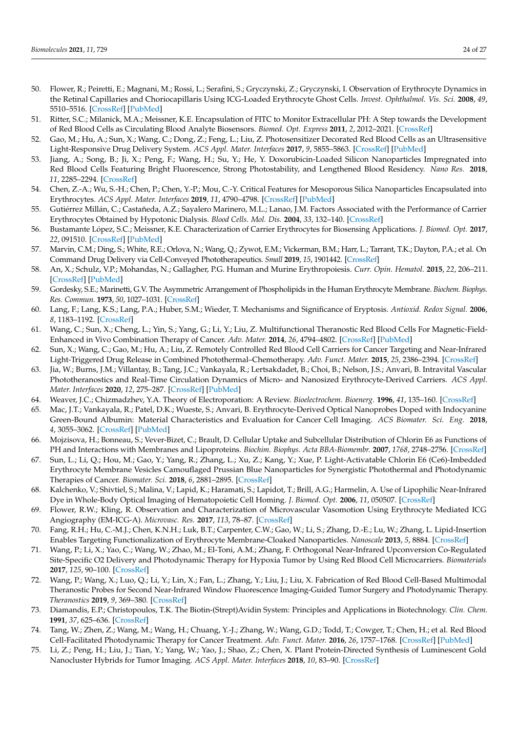50. Flower, R.; Peiretti, E.; Magnani, M.; Rossi, L.; Serafini, S.; Gryczynski, Z.; Gryczynski, I. Observation of Erythrocyte Dynamics in the Retinal Capillaries and Choriocapillaris Using ICG-Loaded Erythrocyte Ghost Cells. *Invest. Ophthalmol. Vis. Sci.* **2008**, *49*, 5510–5516. [CrossRef] [PubMed]
51. Ritter, S.C.; Milanick, M.A.; Meissner, K.E. Encapsulation of FITC to Monitor Extracellular PH: A Step towards the Development of Red Blood Cells as Circulating Blood Analyte Biosensors. *Biomed. Opt. Express* **2011**, *2*, 2012–2021. [CrossRef]
52. Gao, M.; Hu, A.; Sun, X.; Wang, C.; Dong, Z.; Feng, L.; Liu, Z. Photosensitizer Decorated Red Blood Cells as an Ultrasensitive Light-Responsive Drug Delivery System. *ACS Appl. Mater. Interfaces* **2017**, *9*, 5855–5863. [CrossRef] [PubMed]
53. Jiang, A.; Song, B.; Ji, X.; Peng, F.; Wang, H.; Su, Y.; He, Y. Doxorubicin-Loaded Silicon Nanoparticles Impregnated into Red Blood Cells Featuring Bright Fluorescence, Strong Photostability, and Lengthened Blood Residency. *Nano Res.* **2018**, *11*, 2285–2294. [CrossRef]
54. Chen, Z.-A.; Wu, S.-H.; Chen, P.; Chen, Y.-P.; Mou, C.-Y. Critical Features for Mesoporous Silica Nanoparticles Encapsulated into Erythrocytes. *ACS Appl. Mater. Interfaces* **2019**, *11*, 4790–4798. [CrossRef] [PubMed]
55. Gutiérrez Millán, C.; Castañeda, A.Z.; Sayalero Marinero, M.L.; Lanao, J.M. Factors Associated with the Performance of Carrier Erythrocytes Obtained by Hypotonic Dialysis. *Blood Cells. Mol. Dis.* **2004**, *33*, 132–140. [CrossRef]
56. Bustamante López, S.C.; Meissner, K.E. Characterization of Carrier Erythrocytes for Biosensing Applications. *J. Biomed. Opt.* **2017**, *22*, 091510. [CrossRef] [PubMed]
57. Marvin, C.M.; Ding, S.; White, R.E.; Orlova, N.; Wang, Q.; Zywot, E.M.; Vickerman, B.M.; Harr, L.; Tarrant, T.K.; Dayton, P.A.; et al. On Command Drug Delivery via Cell-Conveyed Phototherapeutics. *Small* **2019**, *15*, 1901442. [CrossRef]
58. An, X.; Schulz, V.P.; Mohandas, N.; Gallagher, P.G. Human and Murine Erythropoiesis. *Curr. Opin. Hematol.* **2015**, *22*, 206–211. [CrossRef] [PubMed]
59. Gordesky, S.E.; Marinetti, G.V. The Asymmetric Arrangement of Phospholipids in the Human Erythrocyte Membrane. *Biochem. Biophys. Res. Commun.* **1973**, *50*, 1027–1031. [CrossRef]
60. Lang, F.; Lang, K.S.; Lang, P.A.; Huber, S.M.; Wieder, T. Mechanisms and Significance of Eryptosis. *Antioxid. Redox Signal.* **2006**, *8*, 1183–1192. [CrossRef]
61. Wang, C.; Sun, X.; Cheng, L.; Yin, S.; Yang, G.; Li, Y.; Liu, Z. Multifunctional Theranostic Red Blood Cells For Magnetic-Field-Enhanced in Vivo Combination Therapy of Cancer. *Adv. Mater.* **2014**, *26*, 4794–4802. [CrossRef] [PubMed]
62. Sun, X.; Wang, C.; Gao, M.; Hu, A.; Liu, Z. Remotely Controlled Red Blood Cell Carriers for Cancer Targeting and Near-Infrared Light-Triggered Drug Release in Combined Photothermal–Chemotherapy. *Adv. Funct. Mater.* **2015**, *25*, 2386–2394. [CrossRef]
63. Jia, W.; Burns, J.M.; Villantay, B.; Tang, J.C.; Vankayala, R.; Lertsakdadet, B.; Choi, B.; Nelson, J.S.; Anvari, B. Intravital Vascular Phototheranostics and Real-Time Circulation Dynamics of Micro- and Nanosized Erythrocyte-Derived Carriers. *ACS Appl. Mater. Interfaces* **2020**, *12*, 275–287. [CrossRef] [PubMed]
64. Weaver, J.C.; Chizmadzhev, Y.A. Theory of Electroporation: A Review. *Bioelectrochem. Bioenerg.* **1996**, *41*, 135–160. [CrossRef]
65. Mac, J.T.; Vankayala, R.; Patel, D.K.; Wueste, S.; Anvari, B. Erythrocyte-Derived Optical Nanoprobes Doped with Indocyanine Green-Bound Albumin: Material Characteristics and Evaluation for Cancer Cell Imaging. *ACS Biomater. Sci. Eng.* **2018**, *4*, 3055–3062. [CrossRef] [PubMed]
66. Mojzisova, H.; Bonneau, S.; Vever-Bizet, C.; Brault, D. Cellular Uptake and Subcellular Distribution of Chlorin E6 as Functions of PH and Interactions with Membranes and Lipoproteins. *Biochim. Biophys. Acta BBA-Biomembr.* **2007**, *1768*, 2748–2756. [CrossRef]
67. Sun, L.; Li, Q.; Hou, M.; Gao, Y.; Yang, R.; Zhang, L.; Xu, Z.; Kang, Y.; Xue, P. Light-Activatable Chlorin E6 (Ce6)-Imbedded Erythrocyte Membrane Vesicles Camouflaged Prussian Blue Nanoparticles for Synergistic Photothermal and Photodynamic Therapies of Cancer. *Biomater. Sci.* **2018**, *6*, 2881–2895. [CrossRef]
68. Kalchenko, V.; Shivtiel, S.; Malina, V.; Lapid, K.; Haramati, S.; Lapidot, T.; Brill, A.G.; Harmelin, A. Use of Lipophilic Near-Infrared Dye in Whole-Body Optical Imaging of Hematopoietic Cell Homing. *J. Biomed. Opt.* **2006**, *11*, 050507. [CrossRef]
69. Flower, R.W.; Kling, R. Observation and Characterization of Microvascular Vasomotion Using Erythrocyte Mediated ICG Angiography (EM-ICG-A). *Microvasc. Res.* **2017**, *113*, 78–87. [CrossRef]
70. Fang, R.H.; Hu, C.-M.J.; Chen, K.N.H.; Luk, B.T.; Carpenter, C.W.; Gao, W.; Li, S.; Zhang, D.-E.; Lu, W.; Zhang, L. Lipid-Insertion Enables Targeting Functionalization of Erythrocyte Membrane-Cloaked Nanoparticles. *Nanoscale* **2013**, *5*, 8884. [CrossRef]
71. Wang, P.; Li, X.; Yao, C.; Wang, W.; Zhao, M.; El-Toni, A.M.; Zhang, F. Orthogonal Near-Infrared Upconversion Co-Regulated Site-Specific O2 Delivery and Photodynamic Therapy for Hypoxia Tumor by Using Red Blood Cell Microcarriers. *Biomaterials* **2017**, *125*, 90–100. [CrossRef]
72. Wang, P.; Wang, X.; Luo, Q.; Li, Y.; Lin, X.; Fan, L.; Zhang, Y.; Liu, J.; Liu, X. Fabrication of Red Blood Cell-Based Multimodal Theranostic Probes for Second Near-Infrared Window Fluorescence Imaging-Guided Tumor Surgery and Photodynamic Therapy. *Theranostics* **2019**, *9*, 369–380. [CrossRef]
73. Diamandis, E.P.; Christopoulos, T.K. The Biotin-(Strept)Avidin System: Principles and Applications in Biotechnology. *Clin. Chem.* **1991**, *37*, 625–636. [CrossRef]
74. Tang, W.; Zhen, Z.; Wang, M.; Wang, H.; Chuang, Y.-J.; Zhang, W.; Wang, G.D.; Todd, T.; Cowger, T.; Chen, H.; et al. Red Blood Cell-Facilitated Photodynamic Therapy for Cancer Treatment. *Adv. Funct. Mater.* **2016**, *26*, 1757–1768. [CrossRef] [PubMed]
75. Li, Z.; Peng, H.; Liu, J.; Tian, Y.; Yang, W.; Yao, J.; Shao, Z.; Chen, X. Plant Protein-Directed Synthesis of Luminescent Gold Nanocluster Hybrids for Tumor Imaging. *ACS Appl. Mater. Interfaces* **2018**, *10*, 83–90. [CrossRef]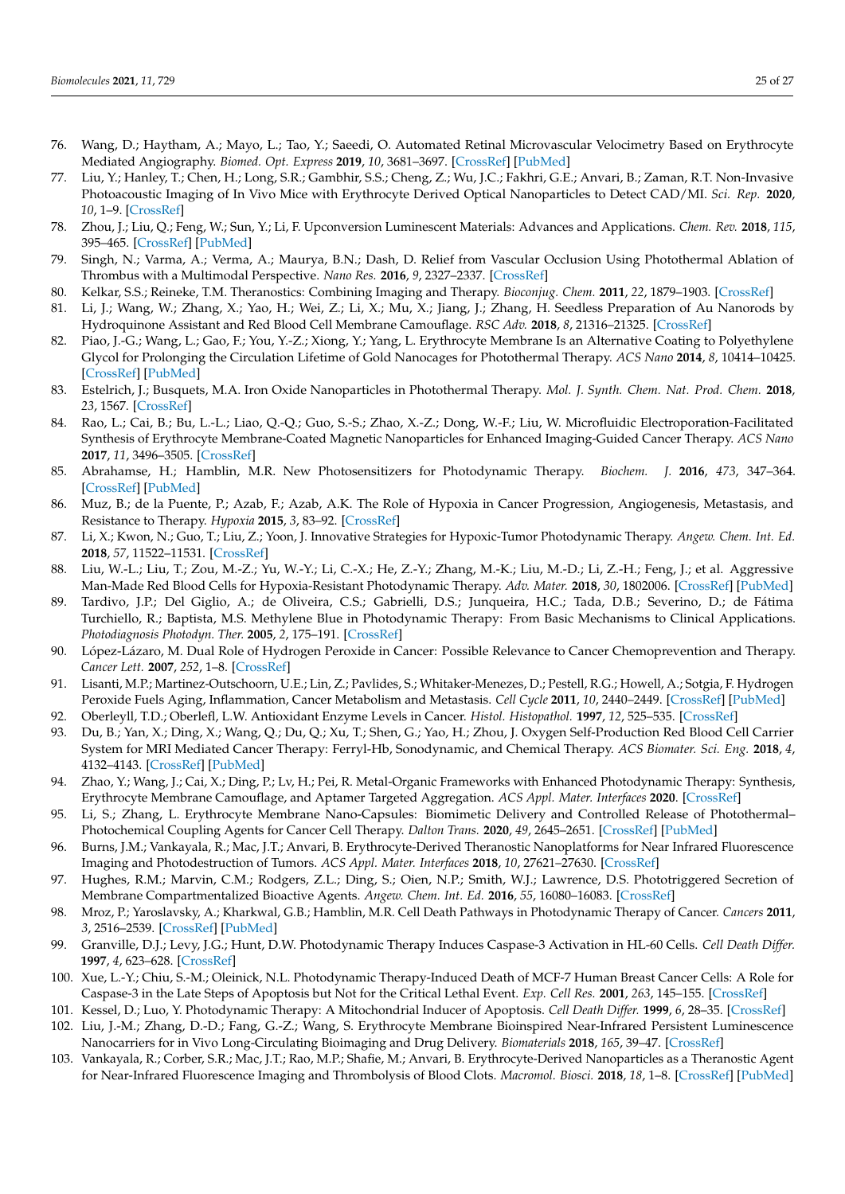76. Wang, D.; Haytham, A.; Mayo, L.; Tao, Y.; Saeedi, O. Automated Retinal Microvascular Velocimetry Based on Erythrocyte Mediated Angiography. *Biomed. Opt. Express* **2019**, *10*, 3681–3697. [CrossRef] [PubMed]
77. Liu, Y.; Hanley, T.; Chen, H.; Long, S.R.; Gambhir, S.S.; Cheng, Z.; Wu, J.C.; Fakhri, G.E.; Anvari, B.; Zaman, R.T. Non-Invasive Photoacoustic Imaging of In Vivo Mice with Erythrocyte Derived Optical Nanoparticles to Detect CAD/MI. *Sci. Rep.* **2020**, *10*, 1–9. [CrossRef]
78. Zhou, J.; Liu, Q.; Feng, W.; Sun, Y.; Li, F. Upconversion Luminescent Materials: Advances and Applications. *Chem. Rev.* **2018**, *115*, 395–465. [CrossRef] [PubMed]
79. Singh, N.; Varma, A.; Verma, A.; Maurya, B.N.; Dash, D. Relief from Vascular Occlusion Using Photothermal Ablation of Thrombus with a Multimodal Perspective. *Nano Res.* **2016**, *9*, 2327–2337. [CrossRef]
80. Kelkar, S.S.; Reineke, T.M. Theranostics: Combining Imaging and Therapy. *Bioconjug. Chem.* **2011**, *22*, 1879–1903. [CrossRef]
81. Li, J.; Wang, W.; Zhang, X.; Yao, H.; Wei, Z.; Li, X.; Mu, X.; Jiang, J.; Zhang, H. Seedless Preparation of Au Nanorods by Hydroquinone Assistant and Red Blood Cell Membrane Camouflage. *RSC Adv.* **2018**, *8*, 21316–21325. [CrossRef]
82. Piao, J.-G.; Wang, L.; Gao, F.; You, Y.-Z.; Xiong, Y.; Yang, L. Erythrocyte Membrane Is an Alternative Coating to Polyethylene Glycol for Prolonging the Circulation Lifetime of Gold Nanocages for Photothermal Therapy. *ACS Nano* **2014**, *8*, 10414–10425. [CrossRef] [PubMed]
83. Estelrich, J.; Busquets, M.A. Iron Oxide Nanoparticles in Photothermal Therapy. *Mol. J. Synth. Chem. Nat. Prod. Chem.* **2018**, *23*, 1567. [CrossRef]
84. Rao, L.; Cai, B.; Bu, L.-L.; Liao, Q.-Q.; Guo, S.-S.; Zhao, X.-Z.; Dong, W.-F.; Liu, W. Microfluidic Electroporation-Facilitated Synthesis of Erythrocyte Membrane-Coated Magnetic Nanoparticles for Enhanced Imaging-Guided Cancer Therapy. *ACS Nano* **2017**, *11*, 3496–3505. [CrossRef]
85. Abrahamse, H.; Hamblin, M.R. New Photosensitizers for Photodynamic Therapy. *Biochem. J.* **2016**, *473*, 347–364. [CrossRef] [PubMed]
86. Muz, B.; de la Puente, P.; Azab, F.; Azab, A.K. The Role of Hypoxia in Cancer Progression, Angiogenesis, Metastasis, and Resistance to Therapy. *Hypoxia* **2015**, *3*, 83–92. [CrossRef]
87. Li, X.; Kwon, N.; Guo, T.; Liu, Z.; Yoon, J. Innovative Strategies for Hypoxic-Tumor Photodynamic Therapy. *Angew. Chem. Int. Ed.* **2018**, *57*, 11522–11531. [CrossRef]
88. Liu, W.-L.; Liu, T.; Zou, M.-Z.; Yu, W.-Y.; Li, C.-X.; He, Z.-Y.; Zhang, M.-K.; Liu, M.-D.; Li, Z.-H.; Feng, J.; et al. Aggressive Man-Made Red Blood Cells for Hypoxia-Resistant Photodynamic Therapy. *Adv. Mater.* **2018**, *30*, 1802006. [CrossRef] [PubMed]
89. Tardivo, J.P.; Del Giglio, A.; de Oliveira, C.S.; Gabrielli, D.S.; Junqueira, H.C.; Tada, D.B.; Severino, D.; de Fátima Turchiello, R.; Baptista, M.S. Methylene Blue in Photodynamic Therapy: From Basic Mechanisms to Clinical Applications. *Photodiagnosis Photodyn. Ther.* **2005**, *2*, 175–191. [CrossRef]
90. López-Lázaro, M. Dual Role of Hydrogen Peroxide in Cancer: Possible Relevance to Cancer Chemoprevention and Therapy. *Cancer Lett.* **2007**, *252*, 1–8. [CrossRef]
91. Lisanti, M.P.; Martinez-Outschoorn, U.E.; Lin, Z.; Pavlides, S.; Whitaker-Menezes, D.; Pestell, R.G.; Howell, A.; Sotgia, F. Hydrogen Peroxide Fuels Aging, Inflammation, Cancer Metabolism and Metastasis. *Cell Cycle* **2011**, *10*, 2440–2449. [CrossRef] [PubMed]
92. Oberleyll, T.D.; Oberlefl, L.W. Antioxidant Enzyme Levels in Cancer. *Histol. Histopathol.* **1997**, *12*, 525–535. [CrossRef]
93. Du, B.; Yan, X.; Ding, X.; Wang, Q.; Du, Q.; Xu, T.; Shen, G.; Yao, H.; Zhou, J. Oxygen Self-Production Red Blood Cell Carrier System for MRI Mediated Cancer Therapy: Ferryl-Hb, Sonodynamic, and Chemical Therapy. *ACS Biomater. Sci. Eng.* **2018**, *4*, 4132–4143. [CrossRef] [PubMed]
94. Zhao, Y.; Wang, J.; Cai, X.; Ding, P.; Lv, H.; Pei, R. Metal-Organic Frameworks with Enhanced Photodynamic Therapy: Synthesis, Erythrocyte Membrane Camouflage, and Aptamer Targeted Aggregation. *ACS Appl. Mater. Interfaces* **2020**. [CrossRef]
95. Li, S.; Zhang, L. Erythrocyte Membrane Nano-Capsules: Biomimetic Delivery and Controlled Release of Photothermal–Photochemical Coupling Agents for Cancer Cell Therapy. *Dalton Trans.* **2020**, *49*, 2645–2651. [CrossRef] [PubMed]
96. Burns, J.M.; Vankayala, R.; Mac, J.T.; Anvari, B. Erythrocyte-Derived Theranostic Nanoplatforms for Near Infrared Fluorescence Imaging and Photodestruction of Tumors. *ACS Appl. Mater. Interfaces* **2018**, *10*, 27621–27630. [CrossRef]
97. Hughes, R.M.; Marvin, C.M.; Rodgers, Z.L.; Ding, S.; Oien, N.P.; Smith, W.J.; Lawrence, D.S. Phototriggered Secretion of Membrane Compartmentalized Bioactive Agents. *Angew. Chem. Int. Ed.* **2016**, *55*, 16080–16083. [CrossRef]
98. Mroz, P.; Yaroslavsky, A.; Kharkwal, G.B.; Hamblin, M.R. Cell Death Pathways in Photodynamic Therapy of Cancer. *Cancers* **2011**, *3*, 2516–2539. [CrossRef] [PubMed]
99. Granville, D.J.; Levy, J.G.; Hunt, D.W. Photodynamic Therapy Induces Caspase-3 Activation in HL-60 Cells. *Cell Death Differ.* **1997**, *4*, 623–628. [CrossRef]
100. Xue, L.-Y.; Chiu, S.-M.; Oleinick, N.L. Photodynamic Therapy-Induced Death of MCF-7 Human Breast Cancer Cells: A Role for Caspase-3 in the Late Steps of Apoptosis but Not for the Critical Lethal Event. *Exp. Cell Res.* **2001**, *263*, 145–155. [CrossRef]
101. Kessel, D.; Luo, Y. Photodynamic Therapy: A Mitochondrial Inducer of Apoptosis. *Cell Death Differ.* **1999**, *6*, 28–35. [CrossRef]
102. Liu, J.-M.; Zhang, D.-D.; Fang, G.-Z.; Wang, S. Erythrocyte Membrane Bioinspired Near-Infrared Persistent Luminescence Nanocarriers for in Vivo Long-Circulating Bioimaging and Drug Delivery. *Biomaterials* **2018**, *165*, 39–47. [CrossRef]
103. Vankayala, R.; Corber, S.R.; Mac, J.T.; Rao, M.P.; Shafie, M.; Anvari, B. Erythrocyte-Derived Nanoparticles as a Theranostic Agent for Near-Infrared Fluorescence Imaging and Thrombolysis of Blood Clots. *Macromol. Biosci.* **2018**, *18*, 1–8. [CrossRef] [PubMed]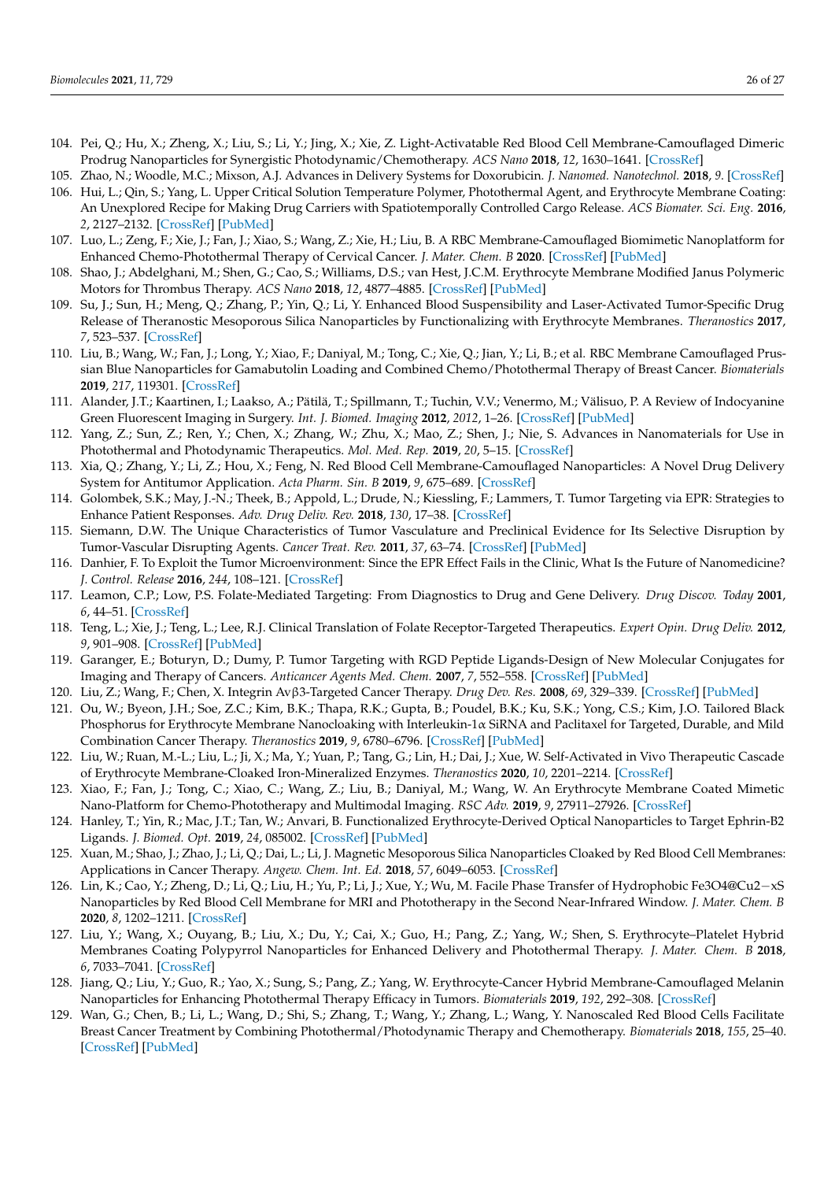104. Pei, Q.; Hu, X.; Zheng, X.; Liu, S.; Li, Y.; Jing, X.; Xie, Z. Light-Activatable Red Blood Cell Membrane-Camouflaged Dimeric Prodrug Nanoparticles for Synergistic Photodynamic/Chemotherapy. *ACS Nano* **2018**, *12*, 1630–1641. [CrossRef]
105. Zhao, N.; Woodle, M.C.; Mixson, A.J. Advances in Delivery Systems for Doxorubicin. *J. Nanomed. Nanotechnol.* **2018**, *9*. [CrossRef]
106. Hui, L.; Qin, S.; Yang, L. Upper Critical Solution Temperature Polymer, Photothermal Agent, and Erythrocyte Membrane Coating: An Unexplored Recipe for Making Drug Carriers with Spatiotemporally Controlled Cargo Release. *ACS Biomater. Sci. Eng.* **2016**, *2*, 2127–2132. [CrossRef] [PubMed]
107. Luo, L.; Zeng, F.; Xie, J.; Fan, J.; Xiao, S.; Wang, Z.; Xie, H.; Liu, B. A RBC Membrane-Camouflaged Biomimetic Nanoplatform for Enhanced Chemo-Photothermal Therapy of Cervical Cancer. *J. Mater. Chem. B* **2020**. [CrossRef] [PubMed]
108. Shao, J.; Abdelghani, M.; Shen, G.; Cao, S.; Williams, D.S.; van Hest, J.C.M. Erythrocyte Membrane Modified Janus Polymeric Motors for Thrombus Therapy. *ACS Nano* **2018**, *12*, 4877–4885. [CrossRef] [PubMed]
109. Su, J.; Sun, H.; Meng, Q.; Zhang, P.; Yin, Q.; Li, Y. Enhanced Blood Suspensibility and Laser-Activated Tumor-Specific Drug Release of Theranostic Mesoporous Silica Nanoparticles by Functionalizing with Erythrocyte Membranes. *Theranostics* **2017**, *7*, 523–537. [CrossRef]
110. Liu, B.; Wang, W.; Fan, J.; Long, Y.; Xiao, F.; Daniyal, M.; Tong, C.; Xie, Q.; Jian, Y.; Li, B.; et al. RBC Membrane Camouflaged Prussian Blue Nanoparticles for Gamabutolin Loading and Combined Chemo/Photothermal Therapy of Breast Cancer. *Biomaterials* **2019**, *217*, 119301. [CrossRef]
111. Alander, J.T.; Kaartinen, I.; Laakso, A.; Pätilä, T.; Spillmann, T.; Tuchin, V.V.; Venermo, M.; Välisuo, P. A Review of Indocyanine Green Fluorescent Imaging in Surgery. *Int. J. Biomed. Imaging* **2012**, *2012*, 1–26. [CrossRef] [PubMed]
112. Yang, Z.; Sun, Z.; Ren, Y.; Chen, X.; Zhang, W.; Zhu, X.; Mao, Z.; Shen, J.; Nie, S. Advances in Nanomaterials for Use in Photothermal and Photodynamic Therapeutics. *Mol. Med. Rep.* **2019**, *20*, 5–15. [CrossRef]
113. Xia, Q.; Zhang, Y.; Li, Z.; Hou, X.; Feng, N. Red Blood Cell Membrane-Camouflaged Nanoparticles: A Novel Drug Delivery System for Antitumor Application. *Acta Pharm. Sin. B* **2019**, *9*, 675–689. [CrossRef]
114. Golombek, S.K.; May, J.-N.; Theek, B.; Appold, L.; Drude, N.; Kiessling, F.; Lammers, T. Tumor Targeting via EPR: Strategies to Enhance Patient Responses. *Adv. Drug Deliv. Rev.* **2018**, *130*, 17–38. [CrossRef]
115. Siemann, D.W. The Unique Characteristics of Tumor Vasculature and Preclinical Evidence for Its Selective Disruption by Tumor-Vascular Disrupting Agents. *Cancer Treat. Rev.* **2011**, *37*, 63–74. [CrossRef] [PubMed]
116. Danhier, F. To Exploit the Tumor Microenvironment: Since the EPR Effect Fails in the Clinic, What Is the Future of Nanomedicine? *J. Control. Release* **2016**, *244*, 108–121. [CrossRef]
117. Leamon, C.P.; Low, P.S. Folate-Mediated Targeting: From Diagnostics to Drug and Gene Delivery. *Drug Discov. Today* **2001**, *6*, 44–51. [CrossRef]
118. Teng, L.; Xie, J.; Teng, L.; Lee, R.J. Clinical Translation of Folate Receptor-Targeted Therapeutics. *Expert Opin. Drug Deliv.* **2012**, *9*, 901–908. [CrossRef] [PubMed]
119. Garanger, E.; Boturyn, D.; Dumy, P. Tumor Targeting with RGD Peptide Ligands-Design of New Molecular Conjugates for Imaging and Therapy of Cancers. *Anticancer Agents Med. Chem.* **2007**, *7*, 552–558. [CrossRef] [PubMed]
120. Liu, Z.; Wang, F.; Chen, X. Integrin Aνβ3-Targeted Cancer Therapy. *Drug Dev. Res.* **2008**, *69*, 329–339. [CrossRef] [PubMed]
121. Ou, W.; Byeon, J.H.; Soe, Z.C.; Kim, B.K.; Thapa, R.K.; Gupta, B.; Poudel, B.K.; Ku, S.K.; Yong, C.S.; Kim, J.O. Tailored Black Phosphorus for Erythrocyte Membrane Nanocloaking with Interleukin-1α SiRNA and Paclitaxel for Targeted, Durable, and Mild Combination Cancer Therapy. *Theranostics* **2019**, *9*, 6780–6796. [CrossRef] [PubMed]
122. Liu, W.; Ruan, M.-L.; Liu, L.; Ji, X.; Ma, Y.; Yuan, P.; Tang, G.; Lin, H.; Dai, J.; Xue, W. Self-Activated in Vivo Therapeutic Cascade of Erythrocyte Membrane-Cloaked Iron-Mineralized Enzymes. *Theranostics* **2020**, *10*, 2201–2214. [CrossRef]
123. Xiao, F.; Fan, J.; Tong, C.; Xiao, C.; Wang, Z.; Liu, B.; Daniyal, M.; Wang, W. An Erythrocyte Membrane Coated Mimetic Nano-Platform for Chemo-Phototherapy and Multimodal Imaging. *RSC Adv.* **2019**, *9*, 27911–27926. [CrossRef]
124. Hanley, T.; Yin, R.; Mac, J.T.; Tan, W.; Anvari, B. Functionalized Erythrocyte-Derived Optical Nanoparticles to Target Ephrin-B2 Ligands. *J. Biomed. Opt.* **2019**, *24*, 085002. [CrossRef] [PubMed]
125. Xuan, M.; Shao, J.; Zhao, J.; Li, Q.; Dai, L.; Li, J. Magnetic Mesoporous Silica Nanoparticles Cloaked by Red Blood Cell Membranes: Applications in Cancer Therapy. *Angew. Chem. Int. Ed.* **2018**, *57*, 6049–6053. [CrossRef]
126. Lin, K.; Cao, Y.; Zheng, D.; Li, Q.; Liu, H.; Yu, P.; Li, J.; Xue, Y.; Wu, M. Facile Phase Transfer of Hydrophobic $Fe_3O_4$@$Cu_{2-x}S$ Nanoparticles by Red Blood Cell Membrane for MRI and Phototherapy in the Second Near-Infrared Window. *J. Mater. Chem. B* **2020**, *8*, 1202–1211. [CrossRef]
127. Liu, Y.; Wang, X.; Ouyang, B.; Liu, X.; Du, Y.; Cai, X.; Guo, H.; Pang, Z.; Yang, W.; Shen, S. Erythrocyte–Platelet Hybrid Membranes Coating Polypyrrol Nanoparticles for Enhanced Delivery and Photothermal Therapy. *J. Mater. Chem. B* **2018**, *6*, 7033–7041. [CrossRef]
128. Jiang, Q.; Liu, Y.; Guo, R.; Yao, X.; Sung, S.; Pang, Z.; Yang, W. Erythrocyte-Cancer Hybrid Membrane-Camouflaged Melanin Nanoparticles for Enhancing Photothermal Therapy Efficacy in Tumors. *Biomaterials* **2019**, *192*, 292–308. [CrossRef]
129. Wan, G.; Chen, B.; Li, L.; Wang, D.; Shi, S.; Zhang, T.; Wang, Y.; Zhang, L.; Wang, Y. Nanoscaled Red Blood Cells Facilitate Breast Cancer Treatment by Combining Photothermal/Photodynamic Therapy and Chemotherapy. *Biomaterials* **2018**, *155*, 25–40. [CrossRef] [PubMed]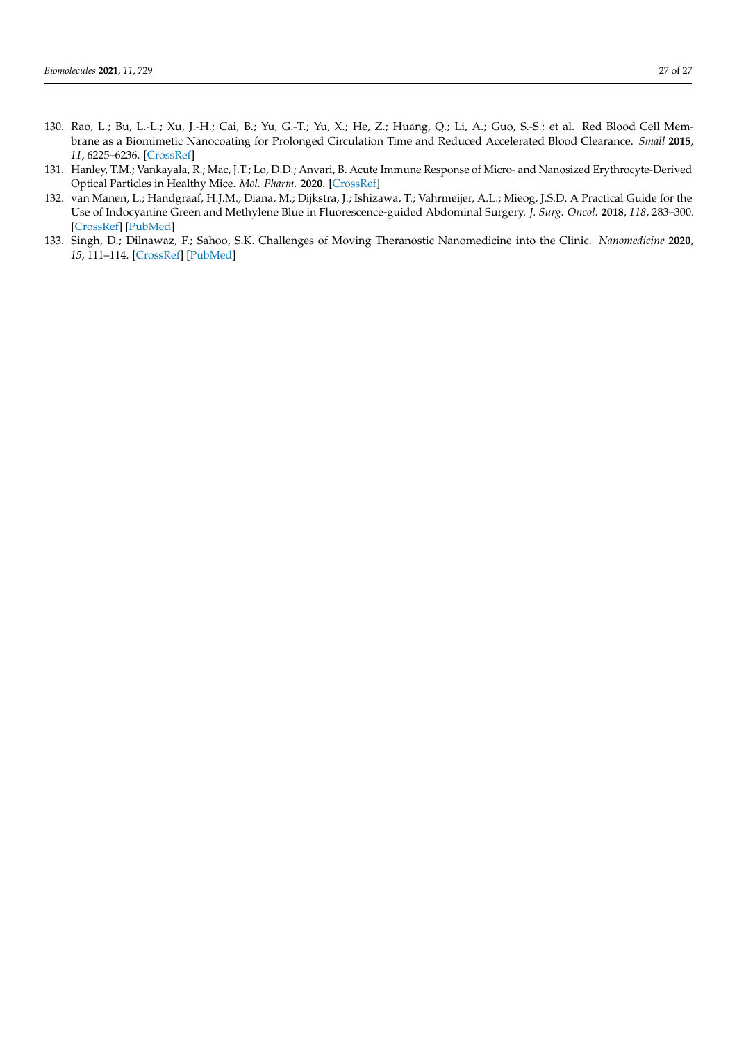130. Rao, L.; Bu, L.-L.; Xu, J.-H.; Cai, B.; Yu, G.-T.; Yu, X.; He, Z.; Huang, Q.; Li, A.; Guo, S.-S.; et al. Red Blood Cell Membrane as a Biomimetic Nanocoating for Prolonged Circulation Time and Reduced Accelerated Blood Clearance. *Small* **2015**, *11*, 6225–6236. [CrossRef]
131. Hanley, T.M.; Vankayala, R.; Mac, J.T.; Lo, D.D.; Anvari, B. Acute Immune Response of Micro- and Nanosized Erythrocyte-Derived Optical Particles in Healthy Mice. *Mol. Pharm.* **2020**. [CrossRef]
132. van Manen, L.; Handgraaf, H.J.M.; Diana, M.; Dijkstra, J.; Ishizawa, T.; Vahrmeijer, A.L.; Mieog, J.S.D. A Practical Guide for the Use of Indocyanine Green and Methylene Blue in Fluorescence-guided Abdominal Surgery. *J. Surg. Oncol.* **2018**, *118*, 283–300. [CrossRef] [PubMed]
133. Singh, D.; Dilnawaz, F.; Sahoo, S.K. Challenges of Moving Theranostic Nanomedicine into the Clinic. *Nanomedicine* **2020**, *15*, 111–114. [CrossRef] [PubMed]